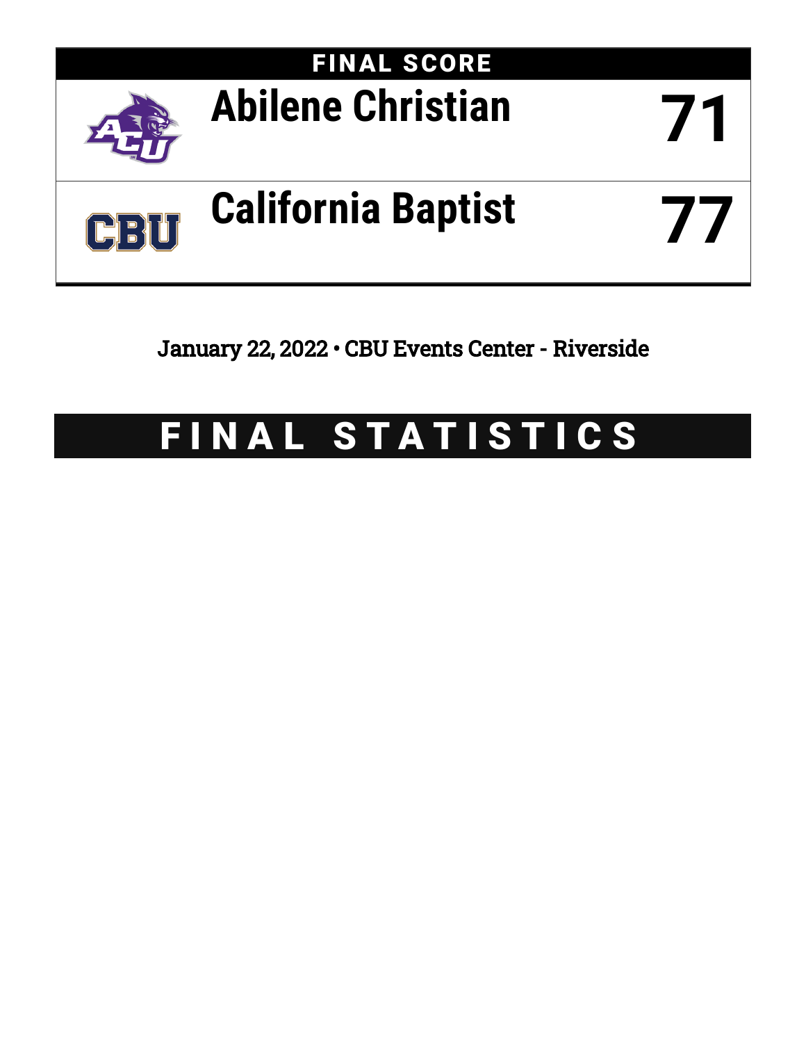## FINAL SCORE

| | |
|---|---|
| Abilene Christian | 71 |
| California Baptist | 77 |

January 22, 2022 • CBU Events Center - Riverside

# FINAL STATISTICS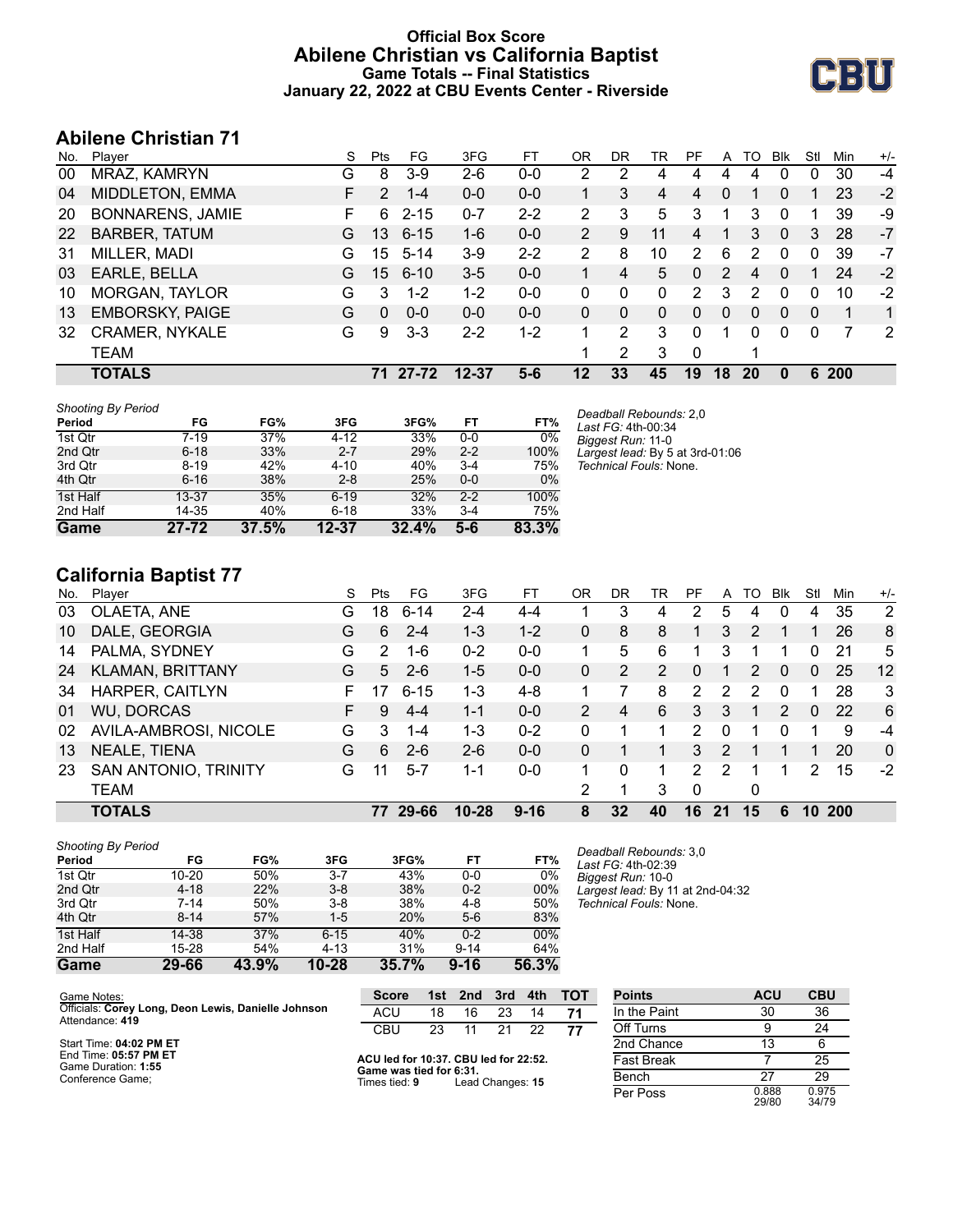# Official Box Score
## Abilene Christian vs California Baptist
### Game Totals -- Final Statistics
### January 22, 2022 at CBU Events Center - Riverside

## Abilene Christian 71

| No. | Player | S | Pts | FG | 3FG | FT | OR | DR | TR | PF | A | TO | Blk | Stl | Min | +/- |
|---|---|---|---|---|---|---|---|---|---|---|---|---|---|---|---|---|
| 00 | MRAZ, KAMRYN | G | 8 | 3-9 | 2-6 | 0-0 | 2 | 2 | 4 | 4 | 4 | 4 | 0 | 0 | 30 | -4 |
| 04 | MIDDLETON, EMMA | F | 2 | 1-4 | 0-0 | 0-0 | 1 | 3 | 4 | 4 | 0 | 1 | 0 | 1 | 23 | -2 |
| 20 | BONNARENS, JAMIE | F | 6 | 2-15 | 0-7 | 2-2 | 2 | 3 | 5 | 3 | 1 | 3 | 0 | 1 | 39 | -9 |
| 22 | BARBER, TATUM | G | 13 | 6-15 | 1-6 | 0-0 | 2 | 9 | 11 | 4 | 1 | 3 | 0 | 3 | 28 | -7 |
| 31 | MILLER, MADI | G | 15 | 5-14 | 3-9 | 2-2 | 2 | 8 | 10 | 2 | 6 | 2 | 0 | 0 | 39 | -7 |
| 03 | EARLE, BELLA | G | 15 | 6-10 | 3-5 | 0-0 | 1 | 4 | 5 | 0 | 2 | 4 | 0 | 1 | 24 | -2 |
| 10 | MORGAN, TAYLOR | G | 3 | 1-2 | 1-2 | 0-0 | 0 | 0 | 0 | 2 | 3 | 2 | 0 | 0 | 10 | -2 |
| 13 | EMBORSKY, PAIGE | G | 0 | 0-0 | 0-0 | 0-0 | 0 | 0 | 0 | 0 | 0 | 0 | 0 | 0 | 1 | 1 |
| 32 | CRAMER, NYKALE | G | 9 | 3-3 | 2-2 | 1-2 | 1 | 2 | 3 | 0 | 1 | 0 | 0 | 0 | 7 | 2 |
| | TEAM | | | | | | 1 | 2 | 3 | 0 | | 1 | | | | |
| | **TOTALS** | | **71** | **27-72** | **12-37** | **5-6** | **12** | **33** | **45** | **19** | **18** | **20** | **0** | **6** | **200** | |

*Shooting By Period*

| Period | FG | FG% | 3FG | 3FG% | FT | FT% |
|---|---|---|---|---|---|---|
| 1st Qtr | 7-19 | 37% | 4-12 | 33% | 0-0 | 0% |
| 2nd Qtr | 6-18 | 33% | 2-7 | 29% | 2-2 | 100% |
| 3rd Qtr | 8-19 | 42% | 4-10 | 40% | 3-4 | 75% |
| 4th Qtr | 6-16 | 38% | 2-8 | 25% | 0-0 | 0% |
| 1st Half | 13-37 | 35% | 6-19 | 32% | 2-2 | 100% |
| 2nd Half | 14-35 | 40% | 6-18 | 33% | 3-4 | 75% |
| **Game** | **27-72** | **37.5%** | **12-37** | **32.4%** | **5-6** | **83.3%** |

*Deadball Rebounds:* 2,0
*Last FG:* 4th-00:34
*Biggest Run:* 11-0
*Largest lead:* By 5 at 3rd-01:06
*Technical Fouls:* None.

## California Baptist 77

| No. | Player | S | Pts | FG | 3FG | FT | OR | DR | TR | PF | A | TO | Blk | Stl | Min | +/- |
|---|---|---|---|---|---|---|---|---|---|---|---|---|---|---|---|---|
| 03 | OLAETA, ANE | G | 18 | 6-14 | 2-4 | 4-4 | 1 | 3 | 4 | 2 | 5 | 4 | 0 | 4 | 35 | 2 |
| 10 | DALE, GEORGIA | G | 6 | 2-4 | 1-3 | 1-2 | 0 | 8 | 8 | 1 | 3 | 2 | 1 | 1 | 26 | 8 |
| 14 | PALMA, SYDNEY | G | 2 | 1-6 | 0-2 | 0-0 | 1 | 5 | 6 | 1 | 3 | 1 | 1 | 0 | 21 | 5 |
| 24 | KLAMAN, BRITTANY | G | 5 | 2-6 | 1-5 | 0-0 | 0 | 2 | 2 | 0 | 1 | 2 | 0 | 0 | 25 | 12 |
| 34 | HARPER, CAITLYN | F | 17 | 6-15 | 1-3 | 4-8 | 1 | 7 | 8 | 2 | 2 | 2 | 0 | 1 | 28 | 3 |
| 01 | WU, DORCAS | F | 9 | 4-4 | 1-1 | 0-0 | 2 | 4 | 6 | 3 | 3 | 1 | 2 | 0 | 22 | 6 |
| 02 | AVILA-AMBROSI, NICOLE | G | 3 | 1-4 | 1-3 | 0-2 | 0 | 1 | 1 | 2 | 0 | 1 | 0 | 1 | 9 | -4 |
| 13 | NEALE, TIENA | G | 6 | 2-6 | 2-6 | 0-0 | 0 | 1 | 1 | 3 | 2 | 1 | 1 | 1 | 20 | 0 |
| 23 | SAN ANTONIO, TRINITY | G | 11 | 5-7 | 1-1 | 0-0 | 1 | 0 | 1 | 2 | 2 | 1 | 1 | 2 | 15 | -2 |
| | TEAM | | | | | | 2 | 1 | 3 | 0 | | 0 | | | | |
| | **TOTALS** | | **77** | **29-66** | **10-28** | **9-16** | **8** | **32** | **40** | **16** | **21** | **15** | **6** | **10** | **200** | |

*Shooting By Period*

| Period | FG | FG% | 3FG | 3FG% | FT | FT% |
|---|---|---|---|---|---|---|
| 1st Qtr | 10-20 | 50% | 3-7 | 43% | 0-0 | 0% |
| 2nd Qtr | 4-18 | 22% | 3-8 | 38% | 0-2 | 00% |
| 3rd Qtr | 7-14 | 50% | 3-8 | 38% | 4-8 | 50% |
| 4th Qtr | 8-14 | 57% | 1-5 | 20% | 5-6 | 83% |
| 1st Half | 14-38 | 37% | 6-15 | 40% | 0-2 | 00% |
| 2nd Half | 15-28 | 54% | 4-13 | 31% | 9-14 | 64% |
| **Game** | **29-66** | **43.9%** | **10-28** | **35.7%** | **9-16** | **56.3%** |

*Deadball Rebounds:* 3,0
*Last FG:* 4th-02:39
*Biggest Run:* 10-0
*Largest lead:* By 11 at 2nd-04:32
*Technical Fouls:* None.

Game Notes:
Officials: **Corey Long, Deon Lewis, Danielle Johnson**
Attendance: **419**

Start Time: **04:02 PM ET**
End Time: **05:57 PM ET**
Game Duration: **1:55**
Conference Game;

| Score | 1st | 2nd | 3rd | 4th | TOT |
|---|---|---|---|---|---|
| ACU | 18 | 16 | 23 | 14 | 71 |
| CBU | 23 | 11 | 21 | 22 | 77 |

**ACU led for 10:37. CBU led for 22:52. Game was tied for 6:31.**
Times tied: **9** Lead Changes: **15**

| Points | ACU | CBU |
|---|---|---|
| In the Paint | 30 | 36 |
| Off Turns | 9 | 24 |
| 2nd Chance | 13 | 6 |
| Fast Break | 7 | 25 |
| Bench | 27 | 29 |
| Per Poss | 0.888 29/80 | 0.975 34/79 |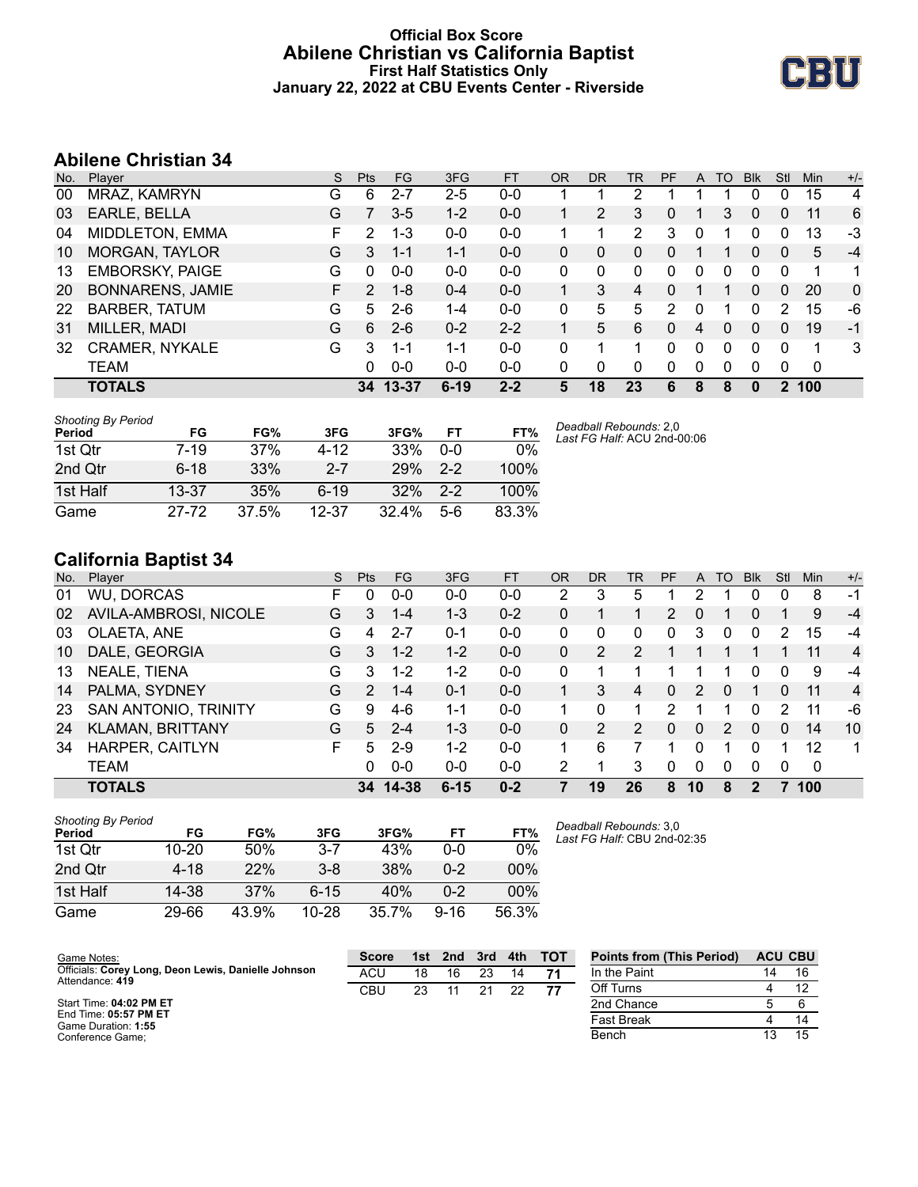# Official Box Score
## Abilene Christian vs California Baptist
### First Half Statistics Only
### January 22, 2022 at CBU Events Center - Riverside

## Abilene Christian 34

| No. | Player | S | Pts | FG | 3FG | FT | OR | DR | TR | PF | A | TO | Blk | Stl | Min | +/- |
|---|---|---|---|---|---|---|---|---|---|---|---|---|---|---|---|---|
| 00 | MRAZ, KAMRYN | G | 6 | 2-7 | 2-5 | 0-0 | 1 | 1 | 2 | 1 | 1 | 1 | 0 | 0 | 15 | 4 |
| 03 | EARLE, BELLA | G | 7 | 3-5 | 1-2 | 0-0 | 1 | 2 | 3 | 0 | 1 | 3 | 0 | 0 | 11 | 6 |
| 04 | MIDDLETON, EMMA | F | 2 | 1-3 | 0-0 | 0-0 | 1 | 1 | 2 | 3 | 0 | 1 | 0 | 0 | 13 | -3 |
| 10 | MORGAN, TAYLOR | G | 3 | 1-1 | 1-1 | 0-0 | 0 | 0 | 0 | 0 | 1 | 1 | 0 | 0 | 5 | -4 |
| 13 | EMBORSKY, PAIGE | G | 0 | 0-0 | 0-0 | 0-0 | 0 | 0 | 0 | 0 | 0 | 0 | 0 | 0 | 1 | 1 |
| 20 | BONNARENS, JAMIE | F | 2 | 1-8 | 0-4 | 0-0 | 1 | 3 | 4 | 0 | 1 | 1 | 0 | 0 | 20 | 0 |
| 22 | BARBER, TATUM | G | 5 | 2-6 | 1-4 | 0-0 | 0 | 5 | 5 | 2 | 0 | 1 | 0 | 2 | 15 | -6 |
| 31 | MILLER, MADI | G | 6 | 2-6 | 0-2 | 2-2 | 1 | 5 | 6 | 0 | 4 | 0 | 0 | 0 | 19 | -1 |
| 32 | CRAMER, NYKALE | G | 3 | 1-1 | 1-1 | 0-0 | 0 | 1 | 1 | 0 | 0 | 0 | 0 | 0 | 1 | 3 |
| | TEAM | | 0 | 0-0 | 0-0 | 0-0 | 0 | 0 | 0 | 0 | 0 | 0 | 0 | 0 | 0 | |
| | **TOTALS** | | **34** | **13-37** | **6-19** | **2-2** | **5** | **18** | **23** | **6** | **8** | **8** | **0** | **2** | **100** | |

*Shooting By Period*

| Period | FG | FG% | 3FG | 3FG% | FT | FT% |
|---|---|---|---|---|---|---|
| 1st Qtr | 7-19 | 37% | 4-12 | 33% | 0-0 | 0% |
| 2nd Qtr | 6-18 | 33% | 2-7 | 29% | 2-2 | 100% |
| 1st Half | 13-37 | 35% | 6-19 | 32% | 2-2 | 100% |
| Game | 27-72 | 37.5% | 12-37 | 32.4% | 5-6 | 83.3% |

*Deadball Rebounds:* 2,0
*Last FG Half:* ACU 2nd-00:06

## California Baptist 34

| No. | Player | S | Pts | FG | 3FG | FT | OR | DR | TR | PF | A | TO | Blk | Stl | Min | +/- |
|---|---|---|---|---|---|---|---|---|---|---|---|---|---|---|---|---|
| 01 | WU, DORCAS | F | 0 | 0-0 | 0-0 | 0-0 | 2 | 3 | 5 | 1 | 2 | 1 | 0 | 0 | 8 | -1 |
| 02 | AVILA-AMBROSI, NICOLE | G | 3 | 1-4 | 1-3 | 0-2 | 0 | 1 | 1 | 2 | 0 | 1 | 0 | 1 | 9 | -4 |
| 03 | OLAETA, ANE | G | 4 | 2-7 | 0-1 | 0-0 | 0 | 0 | 0 | 0 | 3 | 0 | 0 | 2 | 15 | -4 |
| 10 | DALE, GEORGIA | G | 3 | 1-2 | 1-2 | 0-0 | 0 | 2 | 2 | 1 | 1 | 1 | 1 | 1 | 11 | 4 |
| 13 | NEALE, TIENA | G | 3 | 1-2 | 1-2 | 0-0 | 0 | 1 | 1 | 1 | 1 | 1 | 0 | 0 | 9 | -4 |
| 14 | PALMA, SYDNEY | G | 2 | 1-4 | 0-1 | 0-0 | 1 | 3 | 4 | 0 | 2 | 0 | 1 | 0 | 11 | 4 |
| 23 | SAN ANTONIO, TRINITY | G | 9 | 4-6 | 1-1 | 0-0 | 1 | 0 | 1 | 2 | 1 | 1 | 0 | 2 | 11 | -6 |
| 24 | KLAMAN, BRITTANY | G | 5 | 2-4 | 1-3 | 0-0 | 0 | 2 | 2 | 0 | 0 | 2 | 0 | 0 | 14 | 10 |
| 34 | HARPER, CAITLYN | F | 5 | 2-9 | 1-2 | 0-0 | 1 | 6 | 7 | 1 | 0 | 1 | 0 | 1 | 12 | 1 |
| | TEAM | | 0 | 0-0 | 0-0 | 0-0 | 2 | 1 | 3 | 0 | 0 | 0 | 0 | 0 | 0 | |
| | **TOTALS** | | **34** | **14-38** | **6-15** | **0-2** | **7** | **19** | **26** | **8** | **10** | **8** | **2** | **7** | **100** | |

*Shooting By Period*

| Period | FG | FG% | 3FG | 3FG% | FT | FT% |
|---|---|---|---|---|---|---|
| 1st Qtr | 10-20 | 50% | 3-7 | 43% | 0-0 | 0% |
| 2nd Qtr | 4-18 | 22% | 3-8 | 38% | 0-2 | 00% |
| 1st Half | 14-38 | 37% | 6-15 | 40% | 0-2 | 00% |
| Game | 29-66 | 43.9% | 10-28 | 35.7% | 9-16 | 56.3% |

*Deadball Rebounds:* 3,0
*Last FG Half:* CBU 2nd-02:35

Game Notes:
Officials: **Corey Long, Deon Lewis, Danielle Johnson**
Attendance: **419**

Start Time: **04:02 PM ET**
End Time: **05:57 PM ET**
Game Duration: **1:55**
Conference Game;

| Score | 1st | 2nd | 3rd | 4th | TOT |
|---|---|---|---|---|---|
| ACU | 18 | 16 | 23 | 14 | **71** |
| CBU | 23 | 11 | 21 | 22 | **77** |

| Points from (This Period) | ACU | CBU |
|---|---|---|
| In the Paint | 14 | 16 |
| Off Turns | 4 | 12 |
| 2nd Chance | 5 | 6 |
| Fast Break | 4 | 14 |
| Bench | 13 | 15 |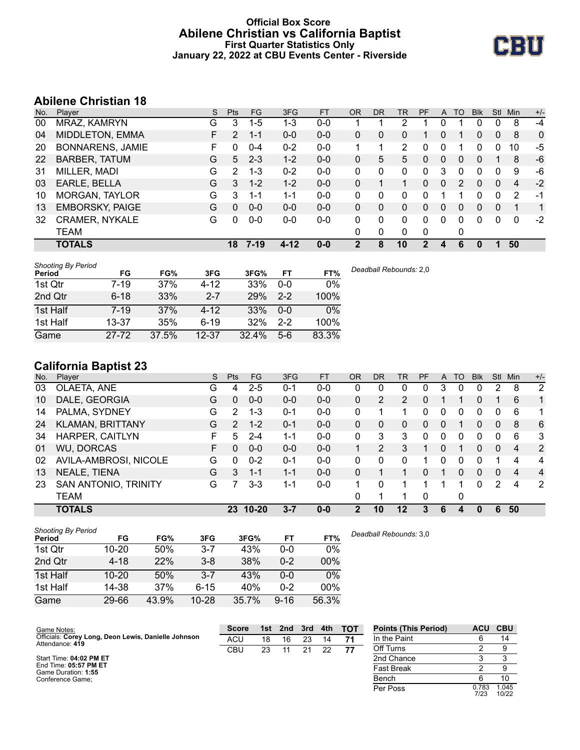# Official Box Score
## Abilene Christian vs California Baptist
### First Quarter Statistics Only
### January 22, 2022 at CBU Events Center - Riverside

## Abilene Christian 18

| No. | Player | S | Pts | FG | 3FG | FT | OR | DR | TR | PF | A | TO | Blk | Stl | Min | +/- |
|---|---|---|---|---|---|---|---|---|---|---|---|---|---|---|---|---|
| 00 | MRAZ, KAMRYN | G | 3 | 1-5 | 1-3 | 0-0 | 1 | 1 | 2 | 1 | 0 | 1 | 0 | 0 | 8 | -4 |
| 04 | MIDDLETON, EMMA | F | 2 | 1-1 | 0-0 | 0-0 | 0 | 0 | 0 | 1 | 0 | 1 | 0 | 0 | 8 | 0 |
| 20 | BONNARENS, JAMIE | F | 0 | 0-4 | 0-2 | 0-0 | 1 | 1 | 2 | 0 | 0 | 1 | 0 | 0 | 10 | -5 |
| 22 | BARBER, TATUM | G | 5 | 2-3 | 1-2 | 0-0 | 0 | 5 | 5 | 0 | 0 | 0 | 0 | 1 | 8 | -6 |
| 31 | MILLER, MADI | G | 2 | 1-3 | 0-2 | 0-0 | 0 | 0 | 0 | 0 | 3 | 0 | 0 | 0 | 9 | -6 |
| 03 | EARLE, BELLA | G | 3 | 1-2 | 1-2 | 0-0 | 0 | 1 | 1 | 0 | 0 | 2 | 0 | 0 | 4 | -2 |
| 10 | MORGAN, TAYLOR | G | 3 | 1-1 | 1-1 | 0-0 | 0 | 0 | 0 | 0 | 1 | 1 | 0 | 0 | 2 | -1 |
| 13 | EMBORSKY, PAIGE | G | 0 | 0-0 | 0-0 | 0-0 | 0 | 0 | 0 | 0 | 0 | 0 | 0 | 0 | 1 | 1 |
| 32 | CRAMER, NYKALE | G | 0 | 0-0 | 0-0 | 0-0 | 0 | 0 | 0 | 0 | 0 | 0 | 0 | 0 | 0 | -2 |
| | TEAM | | | | | | 0 | 0 | 0 | 0 | | 0 | | | | |
| | **TOTALS** | | **18** | **7-19** | **4-12** | **0-0** | **2** | **8** | **10** | **2** | **4** | **6** | **0** | **1** | **50** | |

*Shooting By Period*

| Period | FG | FG% | 3FG | 3FG% | FT | FT% |
|---|---|---|---|---|---|---|
| 1st Qtr | 7-19 | 37% | 4-12 | 33% | 0-0 | 0% |
| 2nd Qtr | 6-18 | 33% | 2-7 | 29% | 2-2 | 100% |
| 1st Half | 7-19 | 37% | 4-12 | 33% | 0-0 | 0% |
| 1st Half | 13-37 | 35% | 6-19 | 32% | 2-2 | 100% |
| Game | 27-72 | 37.5% | 12-37 | 32.4% | 5-6 | 83.3% |

*Deadball Rebounds:* 2,0

## California Baptist 23

| No. | Player | S | Pts | FG | 3FG | FT | OR | DR | TR | PF | A | TO | Blk | Stl | Min | +/- |
|---|---|---|---|---|---|---|---|---|---|---|---|---|---|---|---|---|
| 03 | OLAETA, ANE | G | 4 | 2-5 | 0-1 | 0-0 | 0 | 0 | 0 | 0 | 3 | 0 | 0 | 2 | 8 | 2 |
| 10 | DALE, GEORGIA | G | 0 | 0-0 | 0-0 | 0-0 | 0 | 2 | 2 | 0 | 1 | 1 | 0 | 1 | 6 | 1 |
| 14 | PALMA, SYDNEY | G | 2 | 1-3 | 0-1 | 0-0 | 0 | 1 | 1 | 0 | 0 | 0 | 0 | 0 | 6 | 1 |
| 24 | KLAMAN, BRITTANY | G | 2 | 1-2 | 0-1 | 0-0 | 0 | 0 | 0 | 0 | 0 | 1 | 0 | 0 | 8 | 6 |
| 34 | HARPER, CAITLYN | F | 5 | 2-4 | 1-1 | 0-0 | 0 | 3 | 3 | 0 | 0 | 0 | 0 | 0 | 6 | 3 |
| 01 | WU, DORCAS | F | 0 | 0-0 | 0-0 | 0-0 | 1 | 2 | 3 | 1 | 0 | 1 | 0 | 0 | 4 | 2 |
| 02 | AVILA-AMBROSI, NICOLE | G | 0 | 0-2 | 0-1 | 0-0 | 0 | 0 | 0 | 1 | 0 | 0 | 0 | 1 | 4 | 4 |
| 13 | NEALE, TIENA | G | 3 | 1-1 | 1-1 | 0-0 | 0 | 1 | 1 | 0 | 1 | 0 | 0 | 0 | 4 | 4 |
| 23 | SAN ANTONIO, TRINITY | G | 7 | 3-3 | 1-1 | 0-0 | 1 | 0 | 1 | 1 | 1 | 1 | 0 | 2 | 4 | 2 |
| | TEAM | | | | | | 0 | 1 | 1 | 0 | | 0 | | | | |
| | **TOTALS** | | **23** | **10-20** | **3-7** | **0-0** | **2** | **10** | **12** | **3** | **6** | **4** | **0** | **6** | **50** | |

*Shooting By Period*

| Period | FG | FG% | 3FG | 3FG% | FT | FT% |
|---|---|---|---|---|---|---|
| 1st Qtr | 10-20 | 50% | 3-7 | 43% | 0-0 | 0% |
| 2nd Qtr | 4-18 | 22% | 3-8 | 38% | 0-2 | 00% |
| 1st Half | 10-20 | 50% | 3-7 | 43% | 0-0 | 0% |
| 1st Half | 14-38 | 37% | 6-15 | 40% | 0-2 | 00% |
| Game | 29-66 | 43.9% | 10-28 | 35.7% | 9-16 | 56.3% |

*Deadball Rebounds:* 3,0

Game Notes:
Officials: **Corey Long, Deon Lewis, Danielle Johnson**
Attendance: **419**

Start Time: **04:02 PM ET**
End Time: **05:57 PM ET**
Game Duration: **1:55**
Conference Game;

| Score | 1st | 2nd | 3rd | 4th | TOT |
|---|---|---|---|---|---|
| ACU | 18 | 16 | 23 | 14 | **71** |
| CBU | 23 | 11 | 21 | 22 | **77** |

| Points (This Period) | ACU | CBU |
|---|---|---|
| In the Paint | 6 | 14 |
| Off Turns | 2 | 9 |
| 2nd Chance | 3 | 3 |
| Fast Break | 2 | 9 |
| Bench | 6 | 10 |
| Per Poss | 0.783 7/23 | 1.045 10/22 |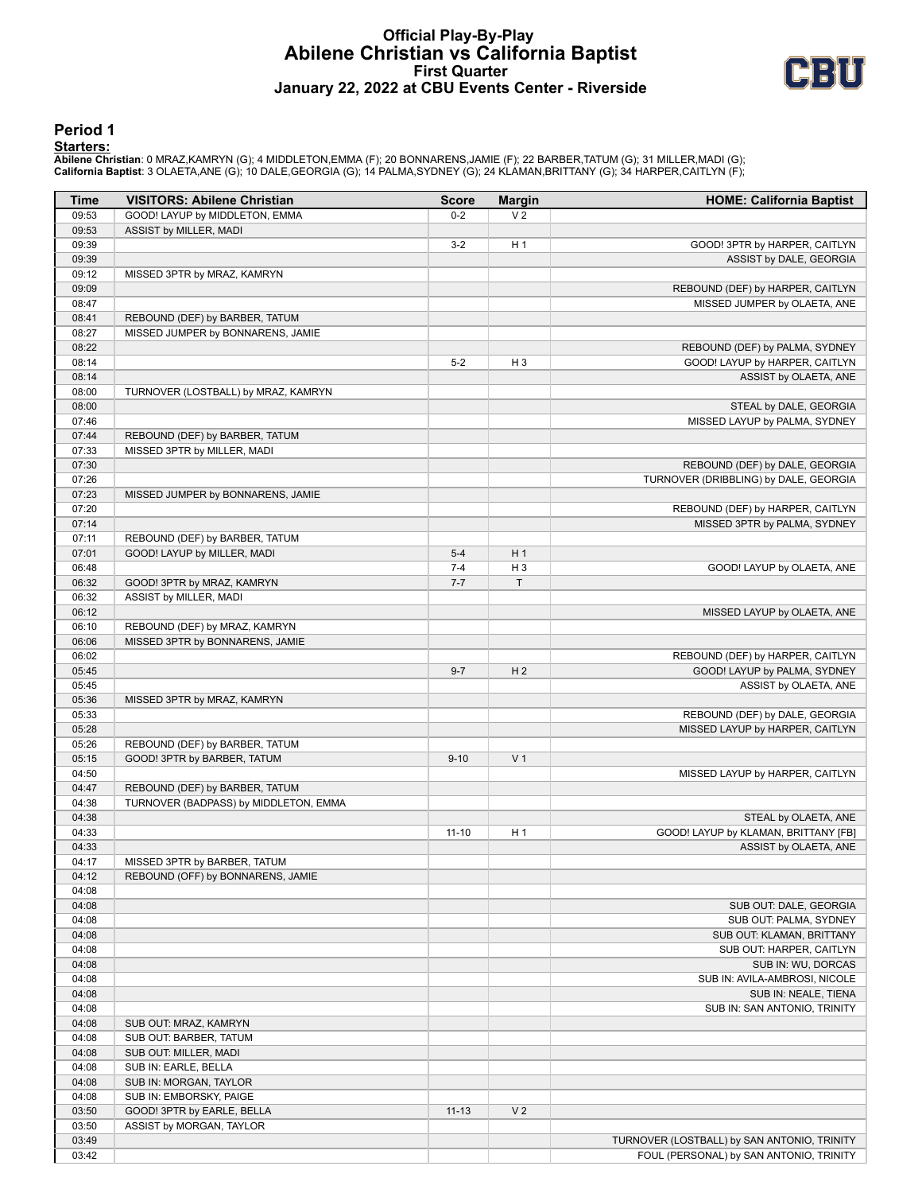# Official Play-By-Play
## Abilene Christian vs California Baptist
### First Quarter
### January 22, 2022 at CBU Events Center - Riverside

## Period 1

**Starters:**

**Abilene Christian**: 0 MRAZ,KAMRYN (G); 4 MIDDLETON,EMMA (F); 20 BONNARENS,JAMIE (F); 22 BARBER,TATUM (G); 31 MILLER,MADI (G);
**California Baptist**: 3 OLAETA,ANE (G); 10 DALE,GEORGIA (G); 14 PALMA,SYDNEY (G); 24 KLAMAN,BRITTANY (G); 34 HARPER,CAITLYN (F);

| Time | VISITORS: Abilene Christian | Score | Margin | HOME: California Baptist |
|---|---|---|---|---|
| 09:53 | GOOD! LAYUP by MIDDLETON, EMMA | 0-2 | V 2 | |
| 09:53 | ASSIST by MILLER, MADI | | | |
| 09:39 | | 3-2 | H 1 | GOOD! 3PTR by HARPER, CAITLYN |
| 09:39 | | | | ASSIST by DALE, GEORGIA |
| 09:12 | MISSED 3PTR by MRAZ, KAMRYN | | | |
| 09:09 | | | | REBOUND (DEF) by HARPER, CAITLYN |
| 08:47 | | | | MISSED JUMPER by OLAETA, ANE |
| 08:41 | REBOUND (DEF) by BARBER, TATUM | | | |
| 08:27 | MISSED JUMPER by BONNARENS, JAMIE | | | |
| 08:22 | | | | REBOUND (DEF) by PALMA, SYDNEY |
| 08:14 | | 5-2 | H 3 | GOOD! LAYUP by HARPER, CAITLYN |
| 08:14 | | | | ASSIST by OLAETA, ANE |
| 08:00 | TURNOVER (LOSTBALL) by MRAZ, KAMRYN | | | |
| 08:00 | | | | STEAL by DALE, GEORGIA |
| 07:46 | | | | MISSED LAYUP by PALMA, SYDNEY |
| 07:44 | REBOUND (DEF) by BARBER, TATUM | | | |
| 07:33 | MISSED 3PTR by MILLER, MADI | | | |
| 07:30 | | | | REBOUND (DEF) by DALE, GEORGIA |
| 07:26 | | | | TURNOVER (DRIBBLING) by DALE, GEORGIA |
| 07:23 | MISSED JUMPER by BONNARENS, JAMIE | | | |
| 07:20 | | | | REBOUND (DEF) by HARPER, CAITLYN |
| 07:14 | | | | MISSED 3PTR by PALMA, SYDNEY |
| 07:11 | REBOUND (DEF) by BARBER, TATUM | | | |
| 07:01 | GOOD! LAYUP by MILLER, MADI | 5-4 | H 1 | |
| 06:48 | | 7-4 | H 3 | GOOD! LAYUP by OLAETA, ANE |
| 06:32 | GOOD! 3PTR by MRAZ, KAMRYN | 7-7 | T | |
| 06:32 | ASSIST by MILLER, MADI | | | |
| 06:12 | | | | MISSED LAYUP by OLAETA, ANE |
| 06:10 | REBOUND (DEF) by MRAZ, KAMRYN | | | |
| 06:06 | MISSED 3PTR by BONNARENS, JAMIE | | | |
| 06:02 | | | | REBOUND (DEF) by HARPER, CAITLYN |
| 05:45 | | 9-7 | H 2 | GOOD! LAYUP by PALMA, SYDNEY |
| 05:45 | | | | ASSIST by OLAETA, ANE |
| 05:36 | MISSED 3PTR by MRAZ, KAMRYN | | | |
| 05:33 | | | | REBOUND (DEF) by DALE, GEORGIA |
| 05:28 | | | | MISSED LAYUP by HARPER, CAITLYN |
| 05:26 | REBOUND (DEF) by BARBER, TATUM | | | |
| 05:15 | GOOD! 3PTR by BARBER, TATUM | 9-10 | V 1 | |
| 04:50 | | | | MISSED LAYUP by HARPER, CAITLYN |
| 04:47 | REBOUND (DEF) by BARBER, TATUM | | | |
| 04:38 | TURNOVER (BADPASS) by MIDDLETON, EMMA | | | |
| 04:38 | | | | STEAL by OLAETA, ANE |
| 04:33 | | 11-10 | H 1 | GOOD! LAYUP by KLAMAN, BRITTANY [FB] |
| 04:33 | | | | ASSIST by OLAETA, ANE |
| 04:17 | MISSED 3PTR by BARBER, TATUM | | | |
| 04:12 | REBOUND (OFF) by BONNARENS, JAMIE | | | |
| 04:08 | | | | |
| 04:08 | | | | SUB OUT: DALE, GEORGIA |
| 04:08 | | | | SUB OUT: PALMA, SYDNEY |
| 04:08 | | | | SUB OUT: KLAMAN, BRITTANY |
| 04:08 | | | | SUB OUT: HARPER, CAITLYN |
| 04:08 | | | | SUB IN: WU, DORCAS |
| 04:08 | | | | SUB IN: AVILA-AMBROSI, NICOLE |
| 04:08 | | | | SUB IN: NEALE, TIENA |
| 04:08 | | | | SUB IN: SAN ANTONIO, TRINITY |
| 04:08 | SUB OUT: MRAZ, KAMRYN | | | |
| 04:08 | SUB OUT: BARBER, TATUM | | | |
| 04:08 | SUB OUT: MILLER, MADI | | | |
| 04:08 | SUB IN: EARLE, BELLA | | | |
| 04:08 | SUB IN: MORGAN, TAYLOR | | | |
| 04:08 | SUB IN: EMBORSKY, PAIGE | | | |
| 03:50 | GOOD! 3PTR by EARLE, BELLA | 11-13 | V 2 | |
| 03:50 | ASSIST by MORGAN, TAYLOR | | | |
| 03:49 | | | | TURNOVER (LOSTBALL) by SAN ANTONIO, TRINITY |
| 03:42 | | | | FOUL (PERSONAL) by SAN ANTONIO, TRINITY |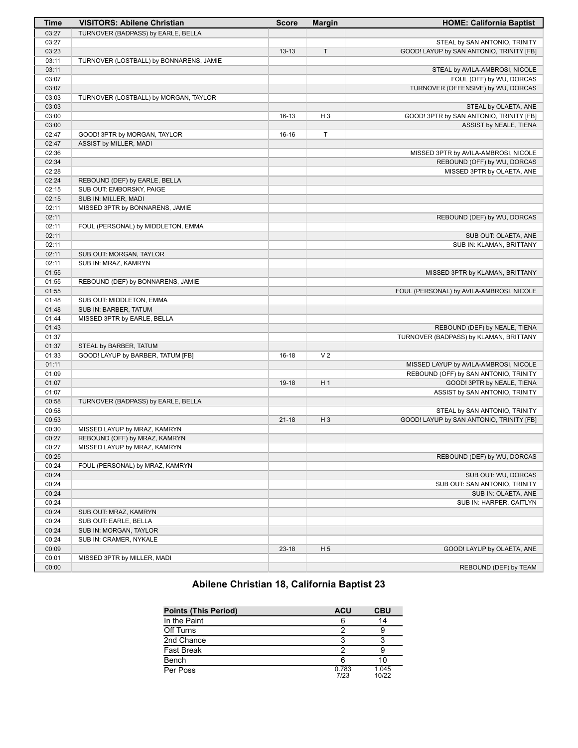| Time | VISITORS: Abilene Christian | Score | Margin | HOME: California Baptist |
|---|---|---|---|---|
| 03:27 | TURNOVER (BADPASS) by EARLE, BELLA | | | |
| 03:27 | | | | STEAL by SAN ANTONIO, TRINITY |
| 03:23 | | 13-13 | T | GOOD! LAYUP by SAN ANTONIO, TRINITY [FB] |
| 03:11 | TURNOVER (LOSTBALL) by BONNARENS, JAMIE | | | |
| 03:11 | | | | STEAL by AVILA-AMBROSI, NICOLE |
| 03:07 | | | | FOUL (OFF) by WU, DORCAS |
| 03:07 | | | | TURNOVER (OFFENSIVE) by WU, DORCAS |
| 03:03 | TURNOVER (LOSTBALL) by MORGAN, TAYLOR | | | |
| 03:03 | | | | STEAL by OLAETA, ANE |
| 03:00 | | 16-13 | H 3 | GOOD! 3PTR by SAN ANTONIO, TRINITY [FB] |
| 03:00 | | | | ASSIST by NEALE, TIENA |
| 02:47 | GOOD! 3PTR by MORGAN, TAYLOR | 16-16 | T | |
| 02:47 | ASSIST by MILLER, MADI | | | |
| 02:36 | | | | MISSED 3PTR by AVILA-AMBROSI, NICOLE |
| 02:34 | | | | REBOUND (OFF) by WU, DORCAS |
| 02:28 | | | | MISSED 3PTR by OLAETA, ANE |
| 02:24 | REBOUND (DEF) by EARLE, BELLA | | | |
| 02:15 | SUB OUT: EMBORSKY, PAIGE | | | |
| 02:15 | SUB IN: MILLER, MADI | | | |
| 02:11 | MISSED 3PTR by BONNARENS, JAMIE | | | |
| 02:11 | | | | REBOUND (DEF) by WU, DORCAS |
| 02:11 | FOUL (PERSONAL) by MIDDLETON, EMMA | | | |
| 02:11 | | | | SUB OUT: OLAETA, ANE |
| 02:11 | | | | SUB IN: KLAMAN, BRITTANY |
| 02:11 | SUB OUT: MORGAN, TAYLOR | | | |
| 02:11 | SUB IN: MRAZ, KAMRYN | | | |
| 01:55 | | | | MISSED 3PTR by KLAMAN, BRITTANY |
| 01:55 | REBOUND (DEF) by BONNARENS, JAMIE | | | |
| 01:55 | | | | FOUL (PERSONAL) by AVILA-AMBROSI, NICOLE |
| 01:48 | SUB OUT: MIDDLETON, EMMA | | | |
| 01:48 | SUB IN: BARBER, TATUM | | | |
| 01:44 | MISSED 3PTR by EARLE, BELLA | | | |
| 01:43 | | | | REBOUND (DEF) by NEALE, TIENA |
| 01:37 | | | | TURNOVER (BADPASS) by KLAMAN, BRITTANY |
| 01:37 | STEAL by BARBER, TATUM | | | |
| 01:33 | GOOD! LAYUP by BARBER, TATUM [FB] | 16-18 | V 2 | |
| 01:11 | | | | MISSED LAYUP by AVILA-AMBROSI, NICOLE |
| 01:09 | | | | REBOUND (OFF) by SAN ANTONIO, TRINITY |
| 01:07 | | 19-18 | H 1 | GOOD! 3PTR by NEALE, TIENA |
| 01:07 | | | | ASSIST by SAN ANTONIO, TRINITY |
| 00:58 | TURNOVER (BADPASS) by EARLE, BELLA | | | |
| 00:58 | | | | STEAL by SAN ANTONIO, TRINITY |
| 00:53 | | 21-18 | H 3 | GOOD! LAYUP by SAN ANTONIO, TRINITY [FB] |
| 00:30 | MISSED LAYUP by MRAZ, KAMRYN | | | |
| 00:27 | REBOUND (OFF) by MRAZ, KAMRYN | | | |
| 00:27 | MISSED LAYUP by MRAZ, KAMRYN | | | |
| 00:25 | | | | REBOUND (DEF) by WU, DORCAS |
| 00:24 | FOUL (PERSONAL) by MRAZ, KAMRYN | | | |
| 00:24 | | | | SUB OUT: WU, DORCAS |
| 00:24 | | | | SUB OUT: SAN ANTONIO, TRINITY |
| 00:24 | | | | SUB IN: OLAETA, ANE |
| 00:24 | | | | SUB IN: HARPER, CAITLYN |
| 00:24 | SUB OUT: MRAZ, KAMRYN | | | |
| 00:24 | SUB OUT: EARLE, BELLA | | | |
| 00:24 | SUB IN: MORGAN, TAYLOR | | | |
| 00:24 | SUB IN: CRAMER, NYKALE | | | |
| 00:09 | | 23-18 | H 5 | GOOD! LAYUP by OLAETA, ANE |
| 00:01 | MISSED 3PTR by MILLER, MADI | | | |
| 00:00 | | | | REBOUND (DEF) by TEAM |

## Abilene Christian 18, California Baptist 23

| Points (This Period) | ACU | CBU |
|---|---|---|
| In the Paint | 6 | 14 |
| Off Turns | 2 | 9 |
| 2nd Chance | 3 | 3 |
| Fast Break | 2 | 9 |
| Bench | 6 | 10 |
| Per Poss | 0.783 7/23 | 1.045 10/22 |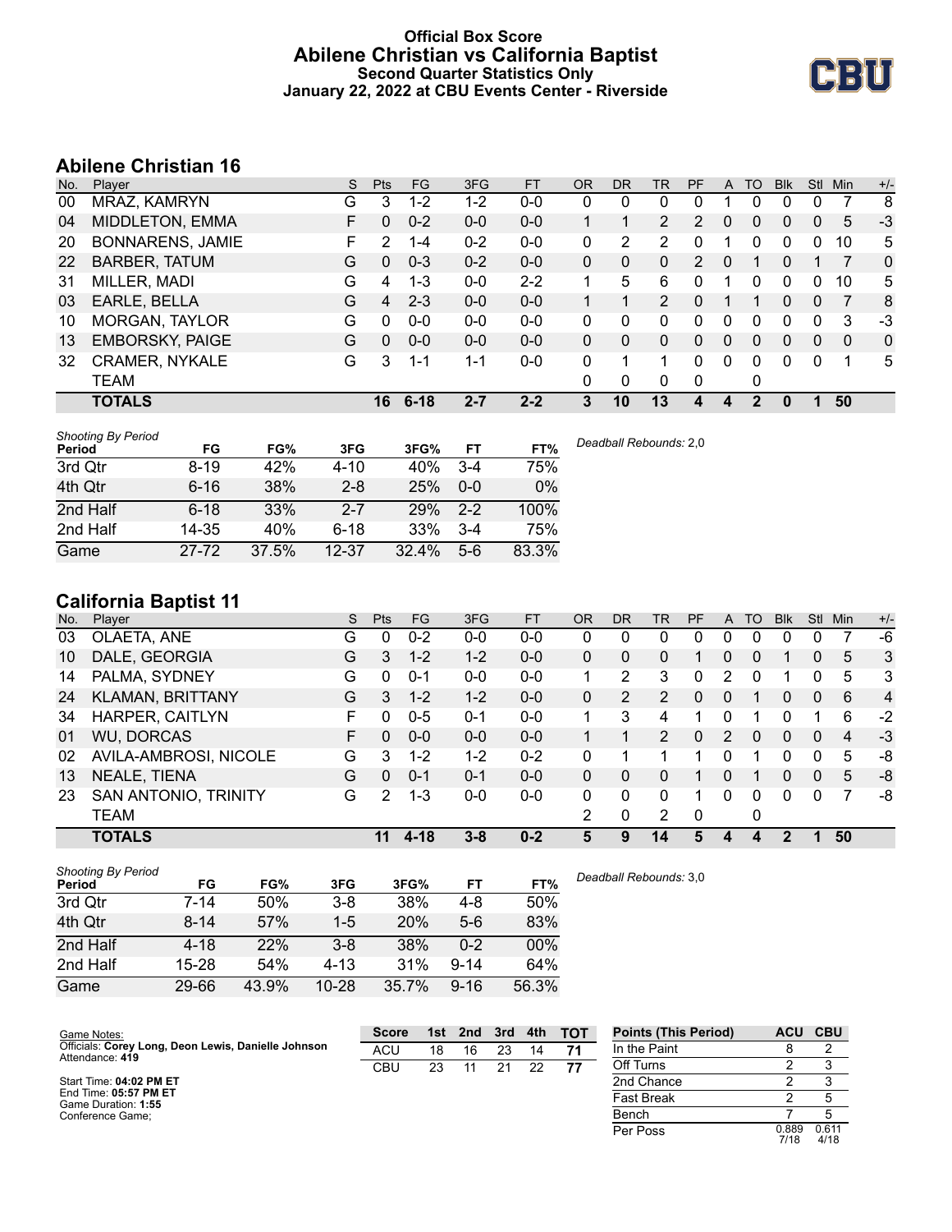# Official Box Score
## Abilene Christian vs California Baptist
### Second Quarter Statistics Only
### January 22, 2022 at CBU Events Center - Riverside

## Abilene Christian 16

| No. | Player | S | Pts | FG | 3FG | FT | OR | DR | TR | PF | A | TO | Blk | Stl | Min | +/- |
|---|---|---|---|---|---|---|---|---|---|---|---|---|---|---|---|---|
| 00 | MRAZ, KAMRYN | G | 3 | 1-2 | 1-2 | 0-0 | 0 | 0 | 0 | 0 | 1 | 0 | 0 | 0 | 7 | 8 |
| 04 | MIDDLETON, EMMA | F | 0 | 0-2 | 0-0 | 0-0 | 1 | 1 | 2 | 2 | 0 | 0 | 0 | 0 | 5 | -3 |
| 20 | BONNARENS, JAMIE | F | 2 | 1-4 | 0-2 | 0-0 | 0 | 2 | 2 | 0 | 1 | 0 | 0 | 0 | 10 | 5 |
| 22 | BARBER, TATUM | G | 0 | 0-3 | 0-2 | 0-0 | 0 | 0 | 0 | 2 | 0 | 1 | 0 | 1 | 7 | 0 |
| 31 | MILLER, MADI | G | 4 | 1-3 | 0-0 | 2-2 | 1 | 5 | 6 | 0 | 1 | 0 | 0 | 0 | 10 | 5 |
| 03 | EARLE, BELLA | G | 4 | 2-3 | 0-0 | 0-0 | 1 | 1 | 2 | 0 | 1 | 1 | 0 | 0 | 7 | 8 |
| 10 | MORGAN, TAYLOR | G | 0 | 0-0 | 0-0 | 0-0 | 0 | 0 | 0 | 0 | 0 | 0 | 0 | 0 | 3 | -3 |
| 13 | EMBORSKY, PAIGE | G | 0 | 0-0 | 0-0 | 0-0 | 0 | 0 | 0 | 0 | 0 | 0 | 0 | 0 | 0 | 0 |
| 32 | CRAMER, NYKALE | G | 3 | 1-1 | 1-1 | 0-0 | 0 | 1 | 1 | 0 | 0 | 0 | 0 | 0 | 1 | 5 |
| | TEAM | | | | | | 0 | 0 | 0 | 0 | | 0 | | | | |
| | **TOTALS** | | **16** | **6-18** | **2-7** | **2-2** | **3** | **10** | **13** | **4** | **4** | **2** | **0** | **1** | **50** | |

*Shooting By Period*

| Period | FG | FG% | 3FG | 3FG% | FT | FT% |
|---|---|---|---|---|---|---|
| 3rd Qtr | 8-19 | 42% | 4-10 | 40% | 3-4 | 75% |
| 4th Qtr | 6-16 | 38% | 2-8 | 25% | 0-0 | 0% |
| 2nd Half | 6-18 | 33% | 2-7 | 29% | 2-2 | 100% |
| 2nd Half | 14-35 | 40% | 6-18 | 33% | 3-4 | 75% |
| Game | 27-72 | 37.5% | 12-37 | 32.4% | 5-6 | 83.3% |

*Deadball Rebounds:* 2,0

## California Baptist 11

| No. | Player | S | Pts | FG | 3FG | FT | OR | DR | TR | PF | A | TO | Blk | Stl | Min | +/- |
|---|---|---|---|---|---|---|---|---|---|---|---|---|---|---|---|---|
| 03 | OLAETA, ANE | G | 0 | 0-2 | 0-0 | 0-0 | 0 | 0 | 0 | 0 | 0 | 0 | 0 | 0 | 7 | -6 |
| 10 | DALE, GEORGIA | G | 3 | 1-2 | 1-2 | 0-0 | 0 | 0 | 0 | 1 | 0 | 0 | 1 | 0 | 5 | 3 |
| 14 | PALMA, SYDNEY | G | 0 | 0-1 | 0-0 | 0-0 | 1 | 2 | 3 | 0 | 2 | 0 | 1 | 0 | 5 | 3 |
| 24 | KLAMAN, BRITTANY | G | 3 | 1-2 | 1-2 | 0-0 | 0 | 2 | 2 | 0 | 0 | 1 | 0 | 0 | 6 | 4 |
| 34 | HARPER, CAITLYN | F | 0 | 0-5 | 0-1 | 0-0 | 1 | 3 | 4 | 1 | 0 | 1 | 0 | 1 | 6 | -2 |
| 01 | WU, DORCAS | F | 0 | 0-0 | 0-0 | 0-0 | 1 | 1 | 2 | 0 | 2 | 0 | 0 | 0 | 4 | -3 |
| 02 | AVILA-AMBROSI, NICOLE | G | 3 | 1-2 | 1-2 | 0-2 | 0 | 1 | 1 | 1 | 0 | 1 | 0 | 0 | 5 | -8 |
| 13 | NEALE, TIENA | G | 0 | 0-1 | 0-1 | 0-0 | 0 | 0 | 0 | 1 | 0 | 1 | 0 | 0 | 5 | -8 |
| 23 | SAN ANTONIO, TRINITY | G | 2 | 1-3 | 0-0 | 0-0 | 0 | 0 | 0 | 1 | 0 | 0 | 0 | 0 | 7 | -8 |
| | TEAM | | | | | | 2 | 0 | 2 | 0 | | 0 | | | | |
| | **TOTALS** | | **11** | **4-18** | **3-8** | **0-2** | **5** | **9** | **14** | **5** | **4** | **4** | **2** | **1** | **50** | |

*Shooting By Period*

| Period | FG | FG% | 3FG | 3FG% | FT | FT% |
|---|---|---|---|---|---|---|
| 3rd Qtr | 7-14 | 50% | 3-8 | 38% | 4-8 | 50% |
| 4th Qtr | 8-14 | 57% | 1-5 | 20% | 5-6 | 83% |
| 2nd Half | 4-18 | 22% | 3-8 | 38% | 0-2 | 00% |
| 2nd Half | 15-28 | 54% | 4-13 | 31% | 9-14 | 64% |
| Game | 29-66 | 43.9% | 10-28 | 35.7% | 9-16 | 56.3% |

*Deadball Rebounds:* 3,0

Game Notes:
Officials: **Corey Long, Deon Lewis, Danielle Johnson**
Attendance: **419**

Start Time: **04:02 PM ET**
End Time: **05:57 PM ET**
Game Duration: **1:55**
Conference Game;

| Score | 1st | 2nd | 3rd | 4th | TOT |
|---|---|---|---|---|---|
| ACU | 18 | 16 | 23 | 14 | 71 |
| CBU | 23 | 11 | 21 | 22 | 77 |

| Points (This Period) | ACU | CBU |
|---|---|---|
| In the Paint | 8 | 2 |
| Off Turns | 2 | 3 |
| 2nd Chance | 2 | 3 |
| Fast Break | 2 | 5 |
| Bench | 7 | 5 |
| Per Poss | 0.889 7/18 | 0.611 4/18 |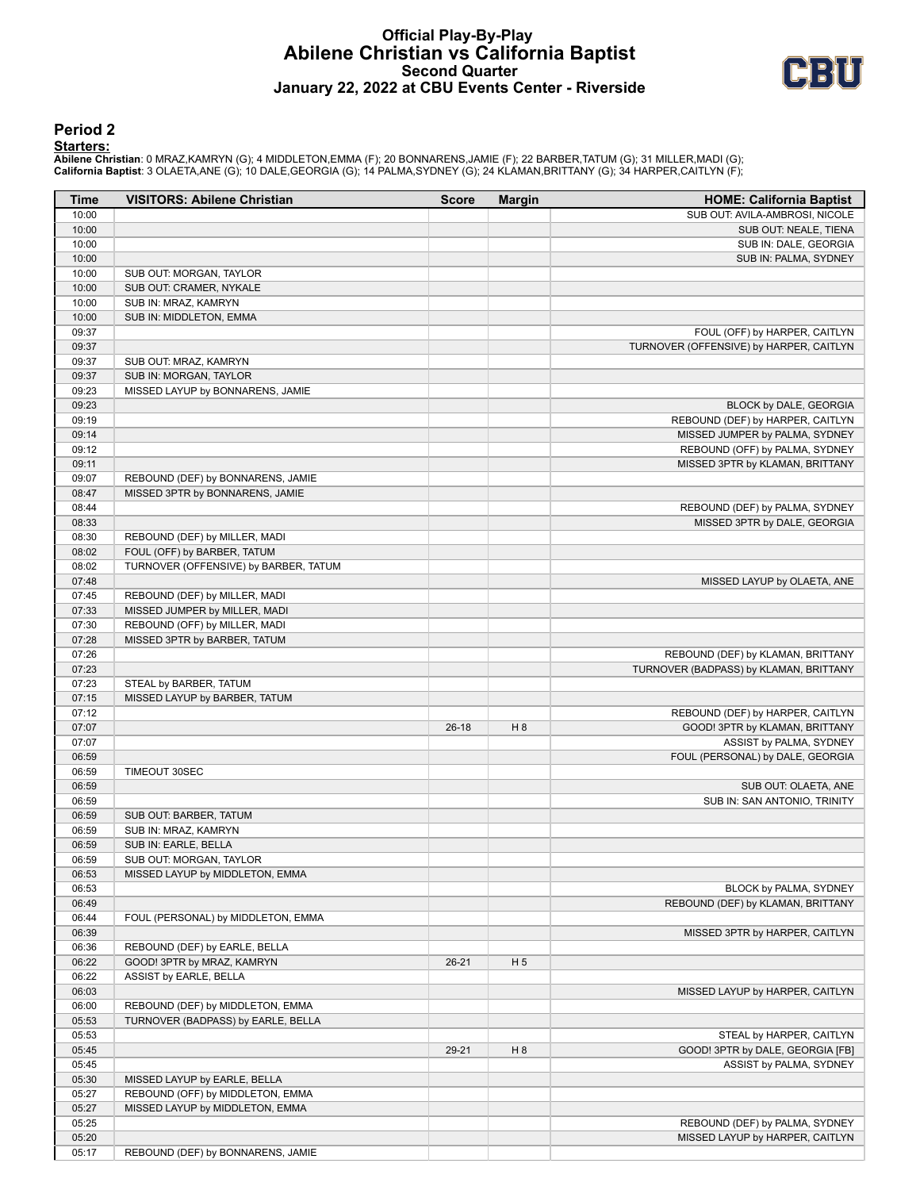# Official Play-By-Play
## Abilene Christian vs California Baptist
### Second Quarter
### January 22, 2022 at CBU Events Center - Riverside

## Period 2

**Starters:**

**Abilene Christian**: 0 MRAZ,KAMRYN (G); 4 MIDDLETON,EMMA (F); 20 BONNARENS,JAMIE (F); 22 BARBER,TATUM (G); 31 MILLER,MADI (G);
**California Baptist**: 3 OLAETA,ANE (G); 10 DALE,GEORGIA (G); 14 PALMA,SYDNEY (G); 24 KLAMAN,BRITTANY (G); 34 HARPER,CAITLYN (F);

| Time | VISITORS: Abilene Christian | Score | Margin | HOME: California Baptist |
|---|---|---|---|---|
| 10:00 | | | | SUB OUT: AVILA-AMBROSI, NICOLE |
| 10:00 | | | | SUB OUT: NEALE, TIENA |
| 10:00 | | | | SUB IN: DALE, GEORGIA |
| 10:00 | | | | SUB IN: PALMA, SYDNEY |
| 10:00 | SUB OUT: MORGAN, TAYLOR | | | |
| 10:00 | SUB OUT: CRAMER, NYKALE | | | |
| 10:00 | SUB IN: MRAZ, KAMRYN | | | |
| 10:00 | SUB IN: MIDDLETON, EMMA | | | |
| 09:37 | | | | FOUL (OFF) by HARPER, CAITLYN |
| 09:37 | | | | TURNOVER (OFFENSIVE) by HARPER, CAITLYN |
| 09:37 | SUB OUT: MRAZ, KAMRYN | | | |
| 09:37 | SUB IN: MORGAN, TAYLOR | | | |
| 09:23 | MISSED LAYUP by BONNARENS, JAMIE | | | |
| 09:23 | | | | BLOCK by DALE, GEORGIA |
| 09:19 | | | | REBOUND (DEF) by HARPER, CAITLYN |
| 09:14 | | | | MISSED JUMPER by PALMA, SYDNEY |
| 09:12 | | | | REBOUND (OFF) by PALMA, SYDNEY |
| 09:11 | | | | MISSED 3PTR by KLAMAN, BRITTANY |
| 09:07 | REBOUND (DEF) by BONNARENS, JAMIE | | | |
| 08:47 | MISSED 3PTR by BONNARENS, JAMIE | | | |
| 08:44 | | | | REBOUND (DEF) by PALMA, SYDNEY |
| 08:33 | | | | MISSED 3PTR by DALE, GEORGIA |
| 08:30 | REBOUND (DEF) by MILLER, MADI | | | |
| 08:02 | FOUL (OFF) by BARBER, TATUM | | | |
| 08:02 | TURNOVER (OFFENSIVE) by BARBER, TATUM | | | |
| 07:48 | | | | MISSED LAYUP by OLAETA, ANE |
| 07:45 | REBOUND (DEF) by MILLER, MADI | | | |
| 07:33 | MISSED JUMPER by MILLER, MADI | | | |
| 07:30 | REBOUND (OFF) by MILLER, MADI | | | |
| 07:28 | MISSED 3PTR by BARBER, TATUM | | | |
| 07:26 | | | | REBOUND (DEF) by KLAMAN, BRITTANY |
| 07:23 | | | | TURNOVER (BADPASS) by KLAMAN, BRITTANY |
| 07:23 | STEAL by BARBER, TATUM | | | |
| 07:15 | MISSED LAYUP by BARBER, TATUM | | | |
| 07:12 | | | | REBOUND (DEF) by HARPER, CAITLYN |
| 07:07 | | 26-18 | H 8 | GOOD! 3PTR by KLAMAN, BRITTANY |
| 07:07 | | | | ASSIST by PALMA, SYDNEY |
| 06:59 | | | | FOUL (PERSONAL) by DALE, GEORGIA |
| 06:59 | TIMEOUT 30SEC | | | |
| 06:59 | | | | SUB OUT: OLAETA, ANE |
| 06:59 | | | | SUB IN: SAN ANTONIO, TRINITY |
| 06:59 | SUB OUT: BARBER, TATUM | | | |
| 06:59 | SUB IN: MRAZ, KAMRYN | | | |
| 06:59 | SUB IN: EARLE, BELLA | | | |
| 06:59 | SUB OUT: MORGAN, TAYLOR | | | |
| 06:53 | MISSED LAYUP by MIDDLETON, EMMA | | | |
| 06:53 | | | | BLOCK by PALMA, SYDNEY |
| 06:49 | | | | REBOUND (DEF) by KLAMAN, BRITTANY |
| 06:44 | FOUL (PERSONAL) by MIDDLETON, EMMA | | | |
| 06:39 | | | | MISSED 3PTR by HARPER, CAITLYN |
| 06:36 | REBOUND (DEF) by EARLE, BELLA | | | |
| 06:22 | GOOD! 3PTR by MRAZ, KAMRYN | 26-21 | H 5 | |
| 06:22 | ASSIST by EARLE, BELLA | | | |
| 06:03 | | | | MISSED LAYUP by HARPER, CAITLYN |
| 06:00 | REBOUND (DEF) by MIDDLETON, EMMA | | | |
| 05:53 | TURNOVER (BADPASS) by EARLE, BELLA | | | |
| 05:53 | | | | STEAL by HARPER, CAITLYN |
| 05:45 | | 29-21 | H 8 | GOOD! 3PTR by DALE, GEORGIA [FB] |
| 05:45 | | | | ASSIST by PALMA, SYDNEY |
| 05:30 | MISSED LAYUP by EARLE, BELLA | | | |
| 05:27 | REBOUND (OFF) by MIDDLETON, EMMA | | | |
| 05:27 | MISSED LAYUP by MIDDLETON, EMMA | | | |
| 05:25 | | | | REBOUND (DEF) by PALMA, SYDNEY |
| 05:20 | | | | MISSED LAYUP by HARPER, CAITLYN |
| 05:17 | REBOUND (DEF) by BONNARENS, JAMIE | | | |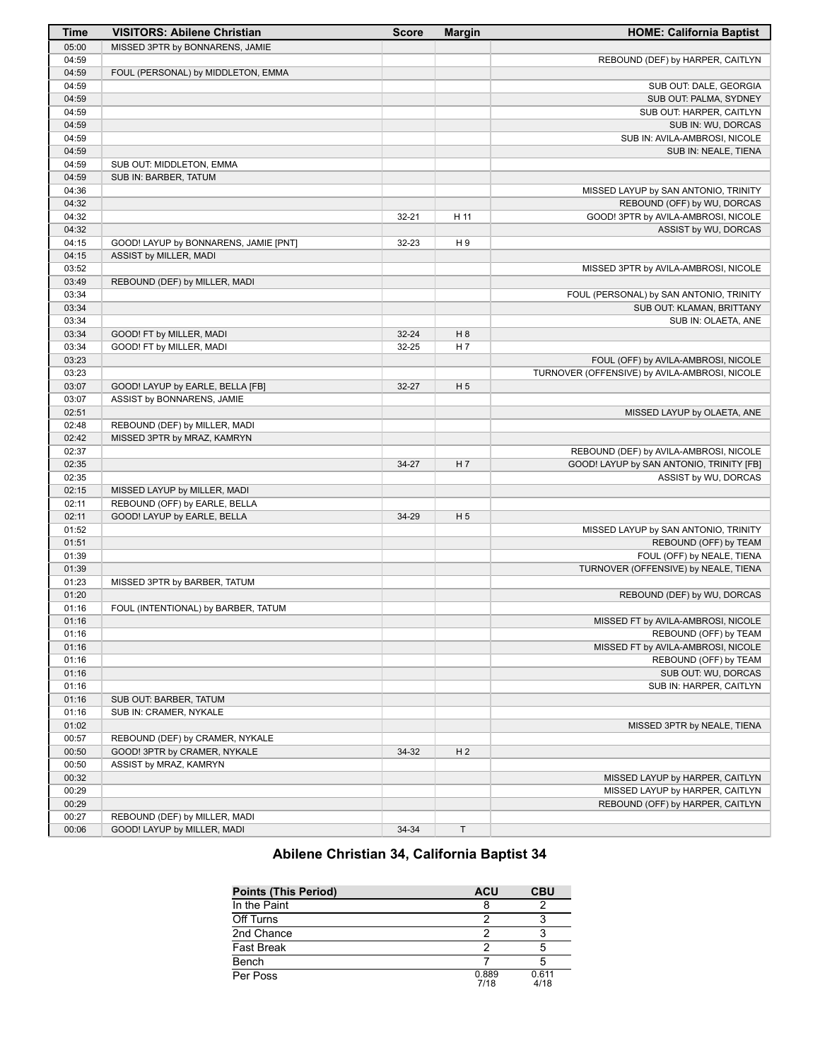| Time | VISITORS: Abilene Christian | Score | Margin | HOME: California Baptist |
| --- | --- | --- | --- | --- |
| 05:00 | MISSED 3PTR by BONNARENS, JAMIE | | | |
| 04:59 | | | | REBOUND (DEF) by HARPER, CAITLYN |
| 04:59 | FOUL (PERSONAL) by MIDDLETON, EMMA | | | |
| 04:59 | | | | SUB OUT: DALE, GEORGIA |
| 04:59 | | | | SUB OUT: PALMA, SYDNEY |
| 04:59 | | | | SUB OUT: HARPER, CAITLYN |
| 04:59 | | | | SUB IN: WU, DORCAS |
| 04:59 | | | | SUB IN: AVILA-AMBROSI, NICOLE |
| 04:59 | | | | SUB IN: NEALE, TIENA |
| 04:59 | SUB OUT: MIDDLETON, EMMA | | | |
| 04:59 | SUB IN: BARBER, TATUM | | | |
| 04:36 | | | | MISSED LAYUP by SAN ANTONIO, TRINITY |
| 04:32 | | | | REBOUND (OFF) by WU, DORCAS |
| 04:32 | | 32-21 | H 11 | GOOD! 3PTR by AVILA-AMBROSI, NICOLE |
| 04:32 | | | | ASSIST by WU, DORCAS |
| 04:15 | GOOD! LAYUP by BONNARENS, JAMIE [PNT] | 32-23 | H 9 | |
| 04:15 | ASSIST by MILLER, MADI | | | |
| 03:52 | | | | MISSED 3PTR by AVILA-AMBROSI, NICOLE |
| 03:49 | REBOUND (DEF) by MILLER, MADI | | | |
| 03:34 | | | | FOUL (PERSONAL) by SAN ANTONIO, TRINITY |
| 03:34 | | | | SUB OUT: KLAMAN, BRITTANY |
| 03:34 | | | | SUB IN: OLAETA, ANE |
| 03:34 | GOOD! FT by MILLER, MADI | 32-24 | H 8 | |
| 03:34 | GOOD! FT by MILLER, MADI | 32-25 | H 7 | |
| 03:23 | | | | FOUL (OFF) by AVILA-AMBROSI, NICOLE |
| 03:23 | | | | TURNOVER (OFFENSIVE) by AVILA-AMBROSI, NICOLE |
| 03:07 | GOOD! LAYUP by EARLE, BELLA [FB] | 32-27 | H 5 | |
| 03:07 | ASSIST by BONNARENS, JAMIE | | | |
| 02:51 | | | | MISSED LAYUP by OLAETA, ANE |
| 02:48 | REBOUND (DEF) by MILLER, MADI | | | |
| 02:42 | MISSED 3PTR by MRAZ, KAMRYN | | | |
| 02:37 | | | | REBOUND (DEF) by AVILA-AMBROSI, NICOLE |
| 02:35 | | 34-27 | H 7 | GOOD! LAYUP by SAN ANTONIO, TRINITY [FB] |
| 02:35 | | | | ASSIST by WU, DORCAS |
| 02:15 | MISSED LAYUP by MILLER, MADI | | | |
| 02:11 | REBOUND (OFF) by EARLE, BELLA | | | |
| 02:11 | GOOD! LAYUP by EARLE, BELLA | 34-29 | H 5 | |
| 01:52 | | | | MISSED LAYUP by SAN ANTONIO, TRINITY |
| 01:51 | | | | REBOUND (OFF) by TEAM |
| 01:39 | | | | FOUL (OFF) by NEALE, TIENA |
| 01:39 | | | | TURNOVER (OFFENSIVE) by NEALE, TIENA |
| 01:23 | MISSED 3PTR by BARBER, TATUM | | | |
| 01:20 | | | | REBOUND (DEF) by WU, DORCAS |
| 01:16 | FOUL (INTENTIONAL) by BARBER, TATUM | | | |
| 01:16 | | | | MISSED FT by AVILA-AMBROSI, NICOLE |
| 01:16 | | | | REBOUND (OFF) by TEAM |
| 01:16 | | | | MISSED FT by AVILA-AMBROSI, NICOLE |
| 01:16 | | | | REBOUND (OFF) by TEAM |
| 01:16 | | | | SUB OUT: WU, DORCAS |
| 01:16 | | | | SUB IN: HARPER, CAITLYN |
| 01:16 | SUB OUT: BARBER, TATUM | | | |
| 01:16 | SUB IN: CRAMER, NYKALE | | | |
| 01:02 | | | | MISSED 3PTR by NEALE, TIENA |
| 00:57 | REBOUND (DEF) by CRAMER, NYKALE | | | |
| 00:50 | GOOD! 3PTR by CRAMER, NYKALE | 34-32 | H 2 | |
| 00:50 | ASSIST by MRAZ, KAMRYN | | | |
| 00:32 | | | | MISSED LAYUP by HARPER, CAITLYN |
| 00:29 | | | | MISSED LAYUP by HARPER, CAITLYN |
| 00:29 | | | | REBOUND (OFF) by HARPER, CAITLYN |
| 00:27 | REBOUND (DEF) by MILLER, MADI | | | |
| 00:06 | GOOD! LAYUP by MILLER, MADI | 34-34 | T | |

## Abilene Christian 34, California Baptist 34

| Points (This Period) | ACU | CBU |
| --- | --- | --- |
| In the Paint | 8 | 2 |
| Off Turns | 2 | 3 |
| 2nd Chance | 2 | 3 |
| Fast Break | 2 | 5 |
| Bench | 7 | 5 |
| Per Poss | 0.889 7/18 | 0.611 4/18 |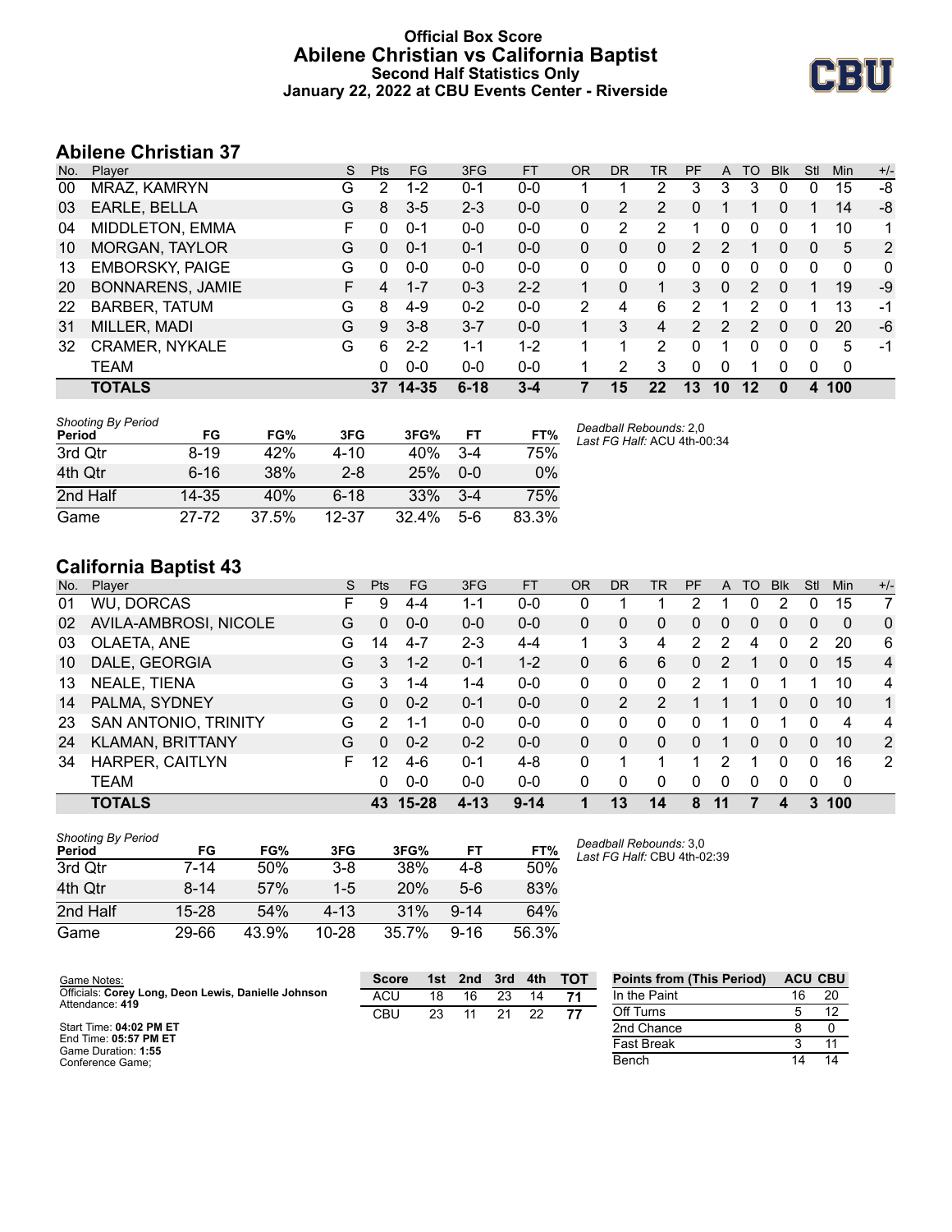# Official Box Score
## Abilene Christian vs California Baptist
### Second Half Statistics Only
### January 22, 2022 at CBU Events Center - Riverside

## Abilene Christian 37

| No. | Player | S | Pts | FG | 3FG | FT | OR | DR | TR | PF | A | TO | Blk | Stl | Min | +/- |
|---|---|---|---|---|---|---|---|---|---|---|---|---|---|---|---|---|
| 00 | MRAZ, KAMRYN | G | 2 | 1-2 | 0-1 | 0-0 | 1 | 1 | 2 | 3 | 3 | 3 | 0 | 0 | 15 | -8 |
| 03 | EARLE, BELLA | G | 8 | 3-5 | 2-3 | 0-0 | 0 | 2 | 2 | 0 | 1 | 1 | 0 | 1 | 14 | -8 |
| 04 | MIDDLETON, EMMA | F | 0 | 0-1 | 0-0 | 0-0 | 0 | 2 | 2 | 1 | 0 | 0 | 0 | 1 | 10 | 1 |
| 10 | MORGAN, TAYLOR | G | 0 | 0-1 | 0-1 | 0-0 | 0 | 0 | 0 | 2 | 2 | 1 | 0 | 0 | 5 | 2 |
| 13 | EMBORSKY, PAIGE | G | 0 | 0-0 | 0-0 | 0-0 | 0 | 0 | 0 | 0 | 0 | 0 | 0 | 0 | 0 | 0 |
| 20 | BONNARENS, JAMIE | F | 4 | 1-7 | 0-3 | 2-2 | 1 | 0 | 1 | 3 | 0 | 2 | 0 | 1 | 19 | -9 |
| 22 | BARBER, TATUM | G | 8 | 4-9 | 0-2 | 0-0 | 2 | 4 | 6 | 2 | 1 | 2 | 0 | 1 | 13 | -1 |
| 31 | MILLER, MADI | G | 9 | 3-8 | 3-7 | 0-0 | 1 | 3 | 4 | 2 | 2 | 2 | 0 | 0 | 20 | -6 |
| 32 | CRAMER, NYKALE | G | 6 | 2-2 | 1-1 | 1-2 | 1 | 1 | 2 | 0 | 1 | 0 | 0 | 0 | 5 | -1 |
| | TEAM | | 0 | 0-0 | 0-0 | 0-0 | 1 | 2 | 3 | 0 | 0 | 1 | 0 | 0 | 0 | |
| | **TOTALS** | | **37** | **14-35** | **6-18** | **3-4** | **7** | **15** | **22** | **13** | **10** | **12** | **0** | **4** | **100** | |

*Shooting By Period*

| Period | FG | FG% | 3FG | 3FG% | FT | FT% |
|---|---|---|---|---|---|---|
| 3rd Qtr | 8-19 | 42% | 4-10 | 40% | 3-4 | 75% |
| 4th Qtr | 6-16 | 38% | 2-8 | 25% | 0-0 | 0% |
| 2nd Half | 14-35 | 40% | 6-18 | 33% | 3-4 | 75% |
| Game | 27-72 | 37.5% | 12-37 | 32.4% | 5-6 | 83.3% |

*Deadball Rebounds:* 2,0
*Last FG Half:* ACU 4th-00:34

## California Baptist 43

| No. | Player | S | Pts | FG | 3FG | FT | OR | DR | TR | PF | A | TO | Blk | Stl | Min | +/- |
|---|---|---|---|---|---|---|---|---|---|---|---|---|---|---|---|---|
| 01 | WU, DORCAS | F | 9 | 4-4 | 1-1 | 0-0 | 0 | 1 | 1 | 2 | 1 | 0 | 2 | 0 | 15 | 7 |
| 02 | AVILA-AMBROSI, NICOLE | G | 0 | 0-0 | 0-0 | 0-0 | 0 | 0 | 0 | 0 | 0 | 0 | 0 | 0 | 0 | 0 |
| 03 | OLAETA, ANE | G | 14 | 4-7 | 2-3 | 4-4 | 1 | 3 | 4 | 2 | 2 | 4 | 0 | 2 | 20 | 6 |
| 10 | DALE, GEORGIA | G | 3 | 1-2 | 0-1 | 1-2 | 0 | 6 | 6 | 0 | 2 | 1 | 0 | 0 | 15 | 4 |
| 13 | NEALE, TIENA | G | 3 | 1-4 | 1-4 | 0-0 | 0 | 0 | 0 | 2 | 1 | 0 | 1 | 1 | 10 | 4 |
| 14 | PALMA, SYDNEY | G | 0 | 0-2 | 0-1 | 0-0 | 0 | 2 | 2 | 1 | 1 | 1 | 0 | 0 | 10 | 1 |
| 23 | SAN ANTONIO, TRINITY | G | 2 | 1-1 | 0-0 | 0-0 | 0 | 0 | 0 | 0 | 1 | 0 | 1 | 0 | 4 | 4 |
| 24 | KLAMAN, BRITTANY | G | 0 | 0-2 | 0-2 | 0-0 | 0 | 0 | 0 | 0 | 1 | 0 | 0 | 0 | 10 | 2 |
| 34 | HARPER, CAITLYN | F | 12 | 4-6 | 0-1 | 4-8 | 0 | 1 | 1 | 1 | 2 | 1 | 0 | 0 | 16 | 2 |
| | TEAM | | 0 | 0-0 | 0-0 | 0-0 | 0 | 0 | 0 | 0 | 0 | 0 | 0 | 0 | 0 | |
| | **TOTALS** | | **43** | **15-28** | **4-13** | **9-14** | **1** | **13** | **14** | **8** | **11** | **7** | **4** | **3** | **100** | |

*Shooting By Period*

| Period | FG | FG% | 3FG | 3FG% | FT | FT% |
|---|---|---|---|---|---|---|
| 3rd Qtr | 7-14 | 50% | 3-8 | 38% | 4-8 | 50% |
| 4th Qtr | 8-14 | 57% | 1-5 | 20% | 5-6 | 83% |
| 2nd Half | 15-28 | 54% | 4-13 | 31% | 9-14 | 64% |
| Game | 29-66 | 43.9% | 10-28 | 35.7% | 9-16 | 56.3% |

*Deadball Rebounds:* 3,0
*Last FG Half:* CBU 4th-02:39

Game Notes:
Officials: **Corey Long, Deon Lewis, Danielle Johnson**
Attendance: **419**

Start Time: **04:02 PM ET**
End Time: **05:57 PM ET**
Game Duration: **1:55**
Conference Game;

| Score | 1st | 2nd | 3rd | 4th | TOT |
|---|---|---|---|---|---|
| ACU | 18 | 16 | 23 | 14 | **71** |
| CBU | 23 | 11 | 21 | 22 | **77** |

| Points from (This Period) | ACU | CBU |
|---|---|---|
| In the Paint | 16 | 20 |
| Off Turns | 5 | 12 |
| 2nd Chance | 8 | 0 |
| Fast Break | 3 | 11 |
| Bench | 14 | 14 |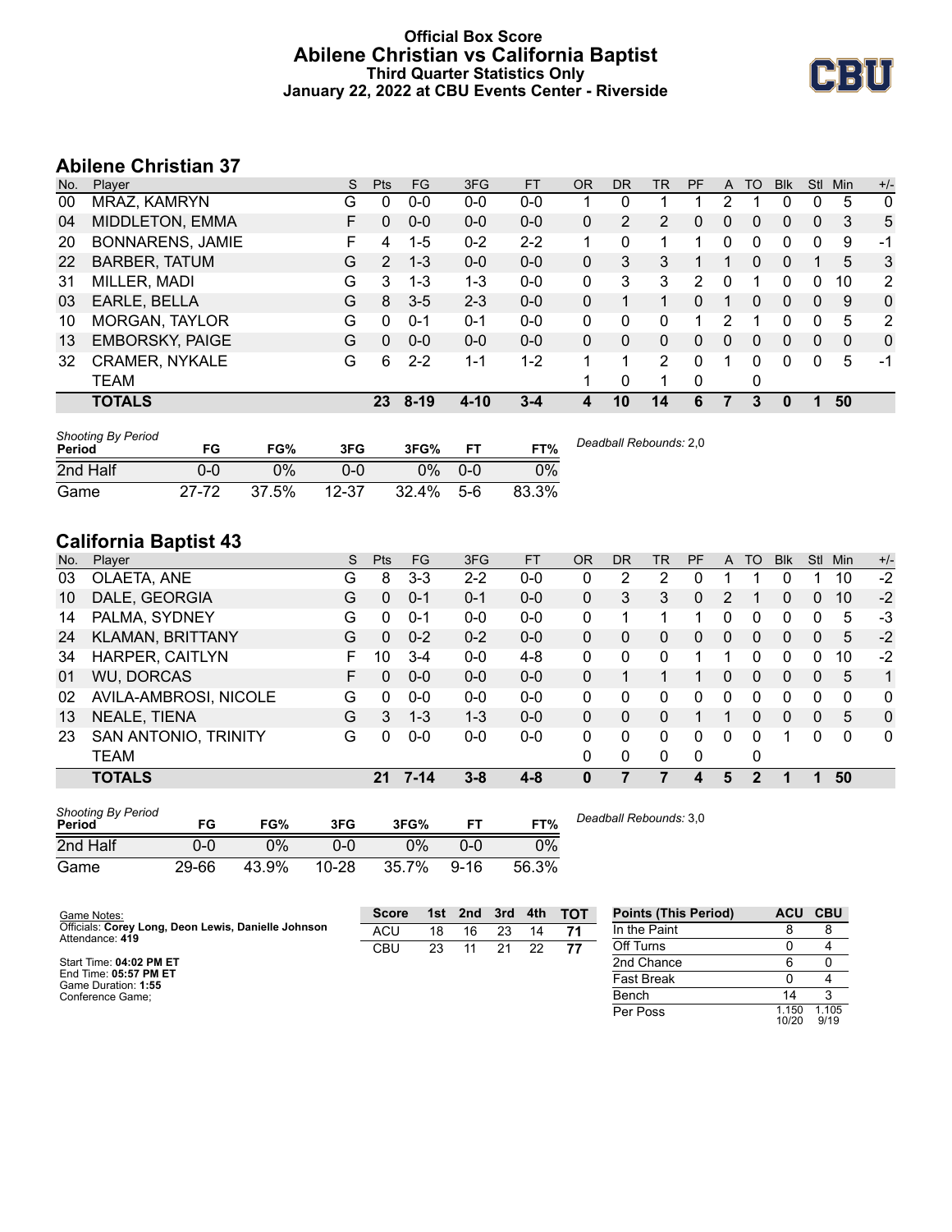# Official Box Score
## Abilene Christian vs California Baptist
### Third Quarter Statistics Only
### January 22, 2022 at CBU Events Center - Riverside

## Abilene Christian 37

| No. | Player | S | Pts | FG | 3FG | FT | OR | DR | TR | PF | A | TO | Blk | Stl | Min | +/- |
|---|---|---|---|---|---|---|---|---|---|---|---|---|---|---|---|---|
| 00 | MRAZ, KAMRYN | G | 0 | 0-0 | 0-0 | 0-0 | 1 | 0 | 1 | 1 | 2 | 1 | 0 | 0 | 5 | 0 |
| 04 | MIDDLETON, EMMA | F | 0 | 0-0 | 0-0 | 0-0 | 0 | 2 | 2 | 0 | 0 | 0 | 0 | 0 | 3 | 5 |
| 20 | BONNARENS, JAMIE | F | 4 | 1-5 | 0-2 | 2-2 | 1 | 0 | 1 | 1 | 0 | 0 | 0 | 0 | 9 | -1 |
| 22 | BARBER, TATUM | G | 2 | 1-3 | 0-0 | 0-0 | 0 | 3 | 3 | 1 | 1 | 0 | 0 | 1 | 5 | 3 |
| 31 | MILLER, MADI | G | 3 | 1-3 | 1-3 | 0-0 | 0 | 3 | 3 | 2 | 0 | 1 | 0 | 0 | 10 | 2 |
| 03 | EARLE, BELLA | G | 8 | 3-5 | 2-3 | 0-0 | 0 | 1 | 1 | 0 | 1 | 0 | 0 | 0 | 9 | 0 |
| 10 | MORGAN, TAYLOR | G | 0 | 0-1 | 0-1 | 0-0 | 0 | 0 | 0 | 1 | 2 | 1 | 0 | 0 | 5 | 2 |
| 13 | EMBORSKY, PAIGE | G | 0 | 0-0 | 0-0 | 0-0 | 0 | 0 | 0 | 0 | 0 | 0 | 0 | 0 | 0 | 0 |
| 32 | CRAMER, NYKALE | G | 6 | 2-2 | 1-1 | 1-2 | 1 | 1 | 2 | 0 | 1 | 0 | 0 | 0 | 5 | -1 |
| | TEAM | | | | | | 1 | 0 | 1 | 0 | | 0 | | | | |
| | **TOTALS** | | **23** | **8-19** | **4-10** | **3-4** | **4** | **10** | **14** | **6** | **7** | **3** | **0** | **1** | **50** | |

*Shooting By Period*

| Period | FG | FG% | 3FG | 3FG% | FT | FT% |
|---|---|---|---|---|---|---|
| 2nd Half | 0-0 | 0% | 0-0 | 0% | 0-0 | 0% |
| Game | 27-72 | 37.5% | 12-37 | 32.4% | 5-6 | 83.3% |

*Deadball Rebounds:* 2,0

## California Baptist 43

| No. | Player | S | Pts | FG | 3FG | FT | OR | DR | TR | PF | A | TO | Blk | Stl | Min | +/- |
|---|---|---|---|---|---|---|---|---|---|---|---|---|---|---|---|---|
| 03 | OLAETA, ANE | G | 8 | 3-3 | 2-2 | 0-0 | 0 | 2 | 2 | 0 | 1 | 1 | 0 | 1 | 10 | -2 |
| 10 | DALE, GEORGIA | G | 0 | 0-1 | 0-1 | 0-0 | 0 | 3 | 3 | 0 | 2 | 1 | 0 | 0 | 10 | -2 |
| 14 | PALMA, SYDNEY | G | 0 | 0-1 | 0-0 | 0-0 | 0 | 1 | 1 | 1 | 0 | 0 | 0 | 0 | 5 | -3 |
| 24 | KLAMAN, BRITTANY | G | 0 | 0-2 | 0-2 | 0-0 | 0 | 0 | 0 | 0 | 0 | 0 | 0 | 0 | 5 | -2 |
| 34 | HARPER, CAITLYN | F | 10 | 3-4 | 0-0 | 4-8 | 0 | 0 | 0 | 1 | 1 | 0 | 0 | 0 | 10 | -2 |
| 01 | WU, DORCAS | F | 0 | 0-0 | 0-0 | 0-0 | 0 | 1 | 1 | 1 | 0 | 0 | 0 | 0 | 5 | 1 |
| 02 | AVILA-AMBROSI, NICOLE | G | 0 | 0-0 | 0-0 | 0-0 | 0 | 0 | 0 | 0 | 0 | 0 | 0 | 0 | 0 | 0 |
| 13 | NEALE, TIENA | G | 3 | 1-3 | 1-3 | 0-0 | 0 | 0 | 0 | 1 | 1 | 0 | 0 | 0 | 5 | 0 |
| 23 | SAN ANTONIO, TRINITY | G | 0 | 0-0 | 0-0 | 0-0 | 0 | 0 | 0 | 0 | 0 | 0 | 1 | 0 | 0 | 0 |
| | TEAM | | | | | | 0 | 0 | 0 | 0 | | 0 | | | | |
| | **TOTALS** | | **21** | **7-14** | **3-8** | **4-8** | **0** | **7** | **7** | **4** | **5** | **2** | **1** | **1** | **50** | |

*Shooting By Period*

| Period | FG | FG% | 3FG | 3FG% | FT | FT% |
|---|---|---|---|---|---|---|
| 2nd Half | 0-0 | 0% | 0-0 | 0% | 0-0 | 0% |
| Game | 29-66 | 43.9% | 10-28 | 35.7% | 9-16 | 56.3% |

*Deadball Rebounds:* 3,0

Game Notes:
Officials: **Corey Long, Deon Lewis, Danielle Johnson**
Attendance: **419**

Start Time: **04:02 PM ET**
End Time: **05:57 PM ET**
Game Duration: **1:55**
Conference Game;

| Score | 1st | 2nd | 3rd | 4th | TOT |
|---|---|---|---|---|---|
| ACU | 18 | 16 | 23 | 14 | **71** |
| CBU | 23 | 11 | 21 | 22 | **77** |

| Points (This Period) | ACU | CBU |
|---|---|---|
| In the Paint | 8 | 8 |
| Off Turns | 0 | 4 |
| 2nd Chance | 6 | 0 |
| Fast Break | 0 | 4 |
| Bench | 14 | 3 |
| Per Poss | 1.150 10/20 | 1.105 9/19 |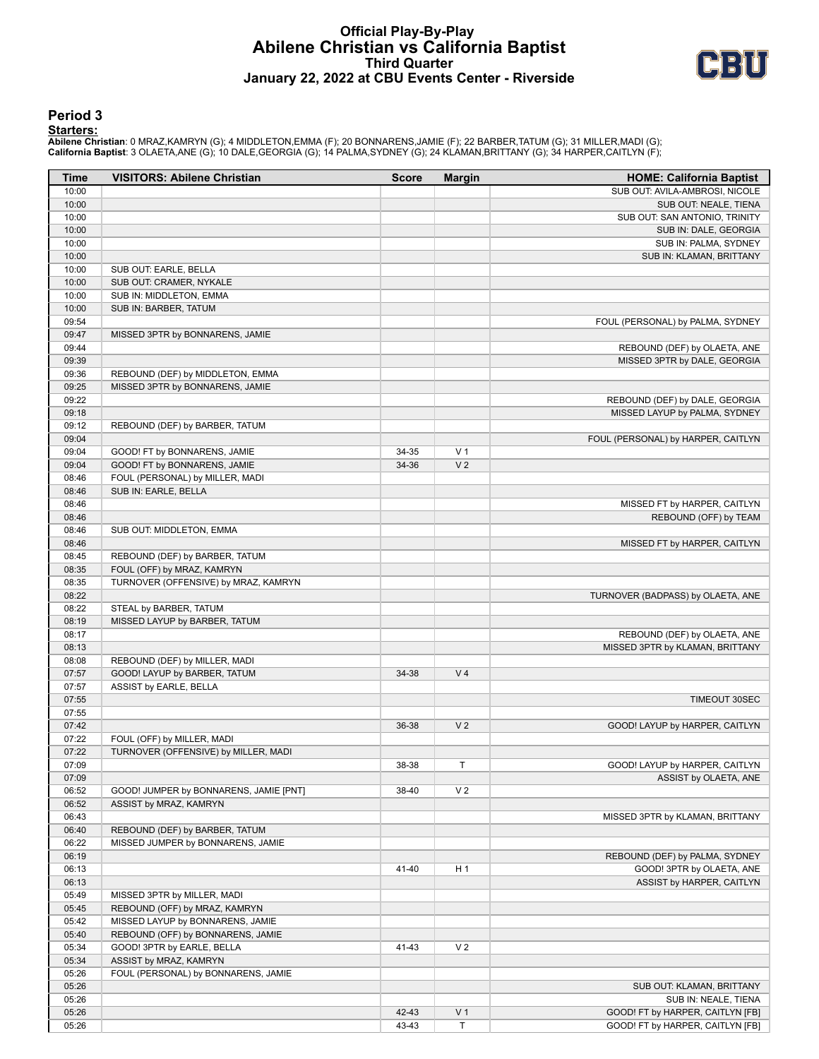# Official Play-By-Play
## Abilene Christian vs California Baptist
### Third Quarter
### January 22, 2022 at CBU Events Center - Riverside

## Period 3

**Starters:**

**Abilene Christian**: 0 MRAZ,KAMRYN (G); 4 MIDDLETON,EMMA (F); 20 BONNARENS,JAMIE (F); 22 BARBER,TATUM (G); 31 MILLER,MADI (G);
**California Baptist**: 3 OLAETA,ANE (G); 10 DALE,GEORGIA (G); 14 PALMA,SYDNEY (G); 24 KLAMAN,BRITTANY (G); 34 HARPER,CAITLYN (F);

| Time | VISITORS: Abilene Christian | Score | Margin | HOME: California Baptist |
|---|---|---|---|---|
| 10:00 | | | | SUB OUT: AVILA-AMBROSI, NICOLE |
| 10:00 | | | | SUB OUT: NEALE, TIENA |
| 10:00 | | | | SUB OUT: SAN ANTONIO, TRINITY |
| 10:00 | | | | SUB IN: DALE, GEORGIA |
| 10:00 | | | | SUB IN: PALMA, SYDNEY |
| 10:00 | | | | SUB IN: KLAMAN, BRITTANY |
| 10:00 | SUB OUT: EARLE, BELLA | | | |
| 10:00 | SUB OUT: CRAMER, NYKALE | | | |
| 10:00 | SUB IN: MIDDLETON, EMMA | | | |
| 10:00 | SUB IN: BARBER, TATUM | | | |
| 09:54 | | | | FOUL (PERSONAL) by PALMA, SYDNEY |
| 09:47 | MISSED 3PTR by BONNARENS, JAMIE | | | |
| 09:44 | | | | REBOUND (DEF) by OLAETA, ANE |
| 09:39 | | | | MISSED 3PTR by DALE, GEORGIA |
| 09:36 | REBOUND (DEF) by MIDDLETON, EMMA | | | |
| 09:25 | MISSED 3PTR by BONNARENS, JAMIE | | | |
| 09:22 | | | | REBOUND (DEF) by DALE, GEORGIA |
| 09:18 | | | | MISSED LAYUP by PALMA, SYDNEY |
| 09:12 | REBOUND (DEF) by BARBER, TATUM | | | |
| 09:04 | | | | FOUL (PERSONAL) by HARPER, CAITLYN |
| 09:04 | GOOD! FT by BONNARENS, JAMIE | 34-35 | V 1 | |
| 09:04 | GOOD! FT by BONNARENS, JAMIE | 34-36 | V 2 | |
| 08:46 | FOUL (PERSONAL) by MILLER, MADI | | | |
| 08:46 | SUB IN: EARLE, BELLA | | | |
| 08:46 | | | | MISSED FT by HARPER, CAITLYN |
| 08:46 | | | | REBOUND (OFF) by TEAM |
| 08:46 | SUB OUT: MIDDLETON, EMMA | | | |
| 08:46 | | | | MISSED FT by HARPER, CAITLYN |
| 08:45 | REBOUND (DEF) by BARBER, TATUM | | | |
| 08:35 | FOUL (OFF) by MRAZ, KAMRYN | | | |
| 08:35 | TURNOVER (OFFENSIVE) by MRAZ, KAMRYN | | | |
| 08:22 | | | | TURNOVER (BADPASS) by OLAETA, ANE |
| 08:22 | STEAL by BARBER, TATUM | | | |
| 08:19 | MISSED LAYUP by BARBER, TATUM | | | |
| 08:17 | | | | REBOUND (DEF) by OLAETA, ANE |
| 08:13 | | | | MISSED 3PTR by KLAMAN, BRITTANY |
| 08:08 | REBOUND (DEF) by MILLER, MADI | | | |
| 07:57 | GOOD! LAYUP by BARBER, TATUM | 34-38 | V 4 | |
| 07:57 | ASSIST by EARLE, BELLA | | | |
| 07:55 | | | | TIMEOUT 30SEC |
| 07:55 | | | | |
| 07:42 | | 36-38 | V 2 | GOOD! LAYUP by HARPER, CAITLYN |
| 07:22 | FOUL (OFF) by MILLER, MADI | | | |
| 07:22 | TURNOVER (OFFENSIVE) by MILLER, MADI | | | |
| 07:09 | | 38-38 | T | GOOD! LAYUP by HARPER, CAITLYN |
| 07:09 | | | | ASSIST by OLAETA, ANE |
| 06:52 | GOOD! JUMPER by BONNARENS, JAMIE [PNT] | 38-40 | V 2 | |
| 06:52 | ASSIST by MRAZ, KAMRYN | | | |
| 06:43 | | | | MISSED 3PTR by KLAMAN, BRITTANY |
| 06:40 | REBOUND (DEF) by BARBER, TATUM | | | |
| 06:22 | MISSED JUMPER by BONNARENS, JAMIE | | | |
| 06:19 | | | | REBOUND (DEF) by PALMA, SYDNEY |
| 06:13 | | 41-40 | H 1 | GOOD! 3PTR by OLAETA, ANE |
| 06:13 | | | | ASSIST by HARPER, CAITLYN |
| 05:49 | MISSED 3PTR by MILLER, MADI | | | |
| 05:45 | REBOUND (OFF) by MRAZ, KAMRYN | | | |
| 05:42 | MISSED LAYUP by BONNARENS, JAMIE | | | |
| 05:40 | REBOUND (OFF) by BONNARENS, JAMIE | | | |
| 05:34 | GOOD! 3PTR by EARLE, BELLA | 41-43 | V 2 | |
| 05:34 | ASSIST by MRAZ, KAMRYN | | | |
| 05:26 | FOUL (PERSONAL) by BONNARENS, JAMIE | | | |
| 05:26 | | | | SUB OUT: KLAMAN, BRITTANY |
| 05:26 | | | | SUB IN: NEALE, TIENA |
| 05:26 | | 42-43 | V 1 | GOOD! FT by HARPER, CAITLYN [FB] |
| 05:26 | | 43-43 | T | GOOD! FT by HARPER, CAITLYN [FB] |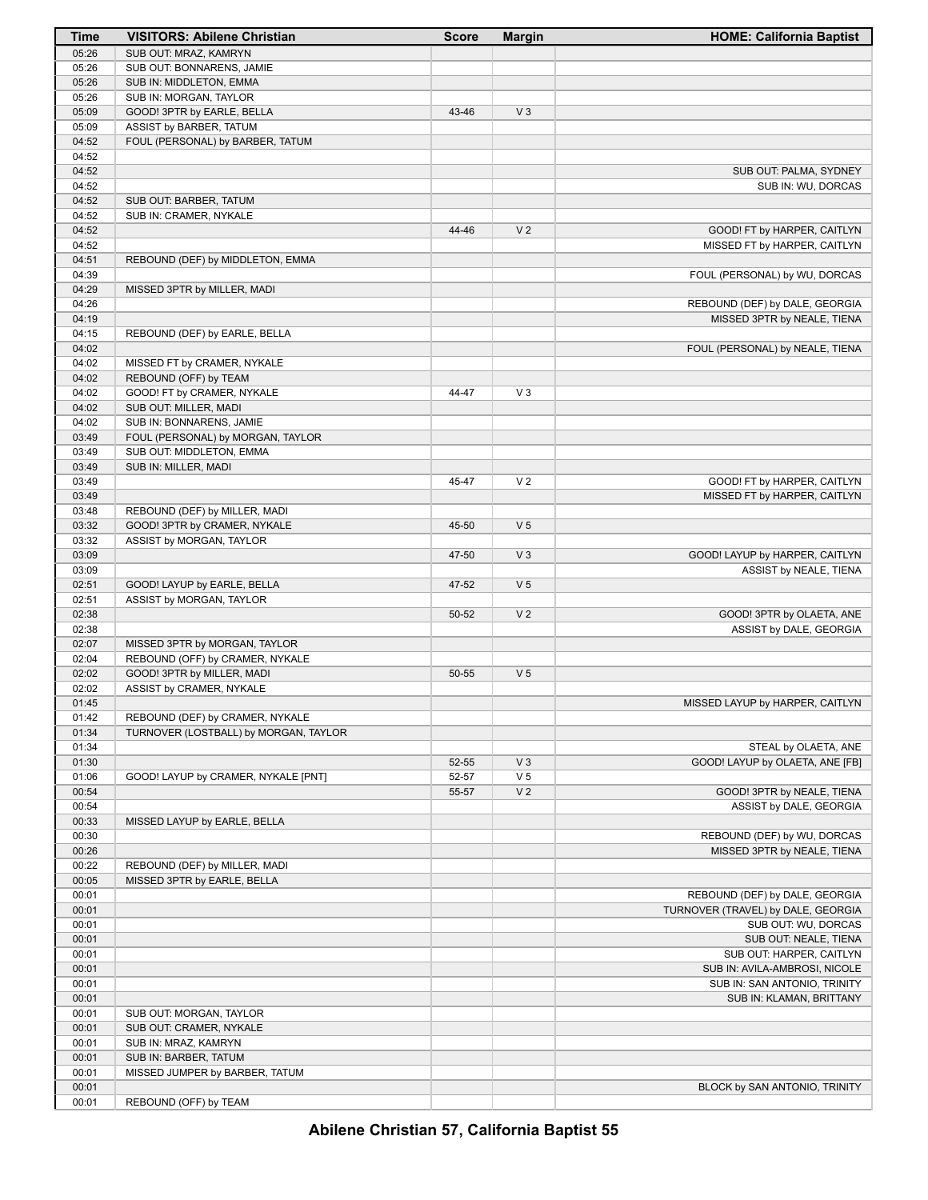| Time | VISITORS: Abilene Christian | Score | Margin | HOME: California Baptist |
|---|---|---|---|---|
| 05:26 | SUB OUT: MRAZ, KAMRYN | | | |
| 05:26 | SUB OUT: BONNARENS, JAMIE | | | |
| 05:26 | SUB IN: MIDDLETON, EMMA | | | |
| 05:26 | SUB IN: MORGAN, TAYLOR | | | |
| 05:09 | GOOD! 3PTR by EARLE, BELLA | 43-46 | V 3 | |
| 05:09 | ASSIST by BARBER, TATUM | | | |
| 04:52 | FOUL (PERSONAL) by BARBER, TATUM | | | |
| 04:52 | | | | |
| 04:52 | | | | SUB OUT: PALMA, SYDNEY |
| 04:52 | | | | SUB IN: WU, DORCAS |
| 04:52 | SUB OUT: BARBER, TATUM | | | |
| 04:52 | SUB IN: CRAMER, NYKALE | | | |
| 04:52 | | 44-46 | V 2 | GOOD! FT by HARPER, CAITLYN |
| 04:52 | | | | MISSED FT by HARPER, CAITLYN |
| 04:51 | REBOUND (DEF) by MIDDLETON, EMMA | | | |
| 04:39 | | | | FOUL (PERSONAL) by WU, DORCAS |
| 04:29 | MISSED 3PTR by MILLER, MADI | | | |
| 04:26 | | | | REBOUND (DEF) by DALE, GEORGIA |
| 04:19 | | | | MISSED 3PTR by NEALE, TIENA |
| 04:15 | REBOUND (DEF) by EARLE, BELLA | | | |
| 04:02 | | | | FOUL (PERSONAL) by NEALE, TIENA |
| 04:02 | MISSED FT by CRAMER, NYKALE | | | |
| 04:02 | REBOUND (OFF) by TEAM | | | |
| 04:02 | GOOD! FT by CRAMER, NYKALE | 44-47 | V 3 | |
| 04:02 | SUB OUT: MILLER, MADI | | | |
| 04:02 | SUB IN: BONNARENS, JAMIE | | | |
| 03:49 | FOUL (PERSONAL) by MORGAN, TAYLOR | | | |
| 03:49 | SUB OUT: MIDDLETON, EMMA | | | |
| 03:49 | SUB IN: MILLER, MADI | | | |
| 03:49 | | 45-47 | V 2 | GOOD! FT by HARPER, CAITLYN |
| 03:49 | | | | MISSED FT by HARPER, CAITLYN |
| 03:48 | REBOUND (DEF) by MILLER, MADI | | | |
| 03:32 | GOOD! 3PTR by CRAMER, NYKALE | 45-50 | V 5 | |
| 03:32 | ASSIST by MORGAN, TAYLOR | | | |
| 03:09 | | 47-50 | V 3 | GOOD! LAYUP by HARPER, CAITLYN |
| 03:09 | | | | ASSIST by NEALE, TIENA |
| 02:51 | GOOD! LAYUP by EARLE, BELLA | 47-52 | V 5 | |
| 02:51 | ASSIST by MORGAN, TAYLOR | | | |
| 02:38 | | 50-52 | V 2 | GOOD! 3PTR by OLAETA, ANE |
| 02:38 | | | | ASSIST by DALE, GEORGIA |
| 02:07 | MISSED 3PTR by MORGAN, TAYLOR | | | |
| 02:04 | REBOUND (OFF) by CRAMER, NYKALE | | | |
| 02:02 | GOOD! 3PTR by MILLER, MADI | 50-55 | V 5 | |
| 02:02 | ASSIST by CRAMER, NYKALE | | | |
| 01:45 | | | | MISSED LAYUP by HARPER, CAITLYN |
| 01:42 | REBOUND (DEF) by CRAMER, NYKALE | | | |
| 01:34 | TURNOVER (LOSTBALL) by MORGAN, TAYLOR | | | |
| 01:34 | | | | STEAL by OLAETA, ANE |
| 01:30 | | 52-55 | V 3 | GOOD! LAYUP by OLAETA, ANE [FB] |
| 01:06 | GOOD! LAYUP by CRAMER, NYKALE [PNT] | 52-57 | V 5 | |
| 00:54 | | 55-57 | V 2 | GOOD! 3PTR by NEALE, TIENA |
| 00:54 | | | | ASSIST by DALE, GEORGIA |
| 00:33 | MISSED LAYUP by EARLE, BELLA | | | |
| 00:30 | | | | REBOUND (DEF) by WU, DORCAS |
| 00:26 | | | | MISSED 3PTR by NEALE, TIENA |
| 00:22 | REBOUND (DEF) by MILLER, MADI | | | |
| 00:05 | MISSED 3PTR by EARLE, BELLA | | | |
| 00:01 | | | | REBOUND (DEF) by DALE, GEORGIA |
| 00:01 | | | | TURNOVER (TRAVEL) by DALE, GEORGIA |
| 00:01 | | | | SUB OUT: WU, DORCAS |
| 00:01 | | | | SUB OUT: NEALE, TIENA |
| 00:01 | | | | SUB OUT: HARPER, CAITLYN |
| 00:01 | | | | SUB IN: AVILA-AMBROSI, NICOLE |
| 00:01 | | | | SUB IN: SAN ANTONIO, TRINITY |
| 00:01 | | | | SUB IN: KLAMAN, BRITTANY |
| 00:01 | SUB OUT: MORGAN, TAYLOR | | | |
| 00:01 | SUB OUT: CRAMER, NYKALE | | | |
| 00:01 | SUB IN: MRAZ, KAMRYN | | | |
| 00:01 | SUB IN: BARBER, TATUM | | | |
| 00:01 | MISSED JUMPER by BARBER, TATUM | | | |
| 00:01 | | | | BLOCK by SAN ANTONIO, TRINITY |
| 00:01 | REBOUND (OFF) by TEAM | | | |

**Abilene Christian 57, California Baptist 55**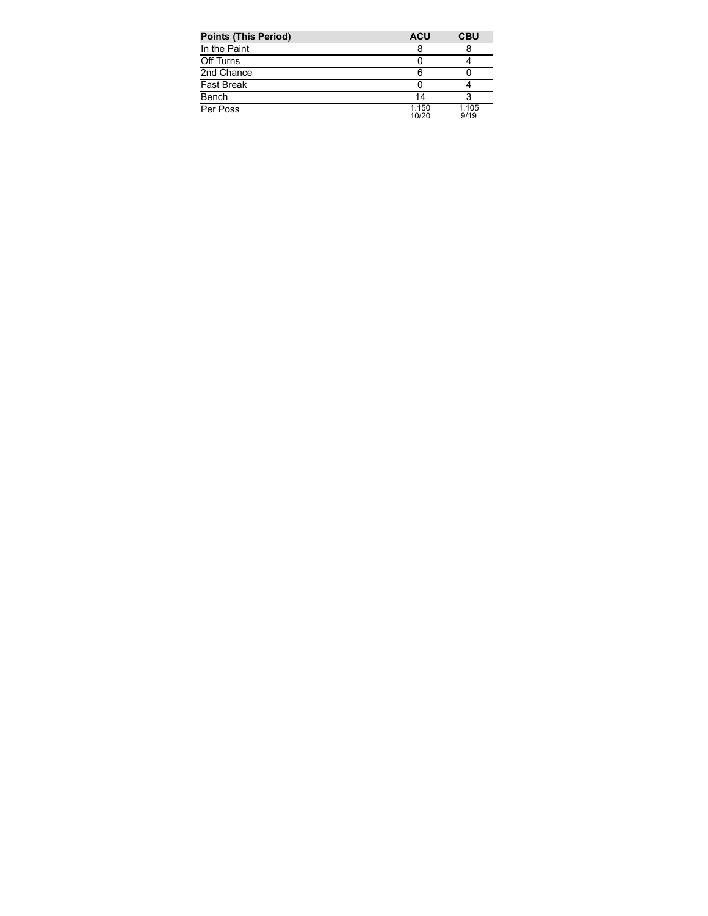| Points (This Period) | ACU | CBU |
| --- | --- | --- |
| In the Paint | 8 | 8 |
| Off Turns | 0 | 4 |
| 2nd Chance | 6 | 0 |
| Fast Break | 0 | 4 |
| Bench | 14 | 3 |
| Per Poss | 1.150 10/20 | 1.105 9/19 |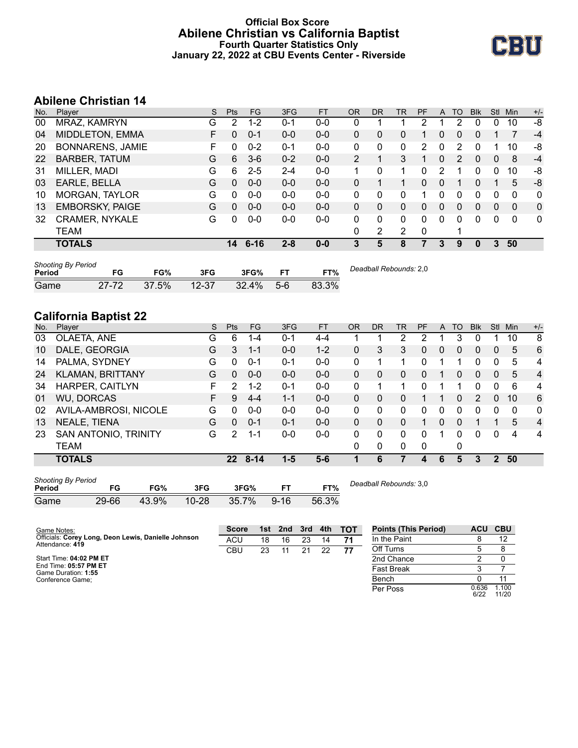# Official Box Score
# Abilene Christian vs California Baptist
## Fourth Quarter Statistics Only
### January 22, 2022 at CBU Events Center - Riverside

## Abilene Christian 14

| No. | Player | S | Pts | FG | 3FG | FT | OR | DR | TR | PF | A | TO | Blk | Stl | Min | +/- |
|---|---|---|---|---|---|---|---|---|---|---|---|---|---|---|---|---|
| 00 | MRAZ, KAMRYN | G | 2 | 1-2 | 0-1 | 0-0 | 0 | 1 | 1 | 2 | 1 | 2 | 0 | 0 | 10 | -8 |
| 04 | MIDDLETON, EMMA | F | 0 | 0-1 | 0-0 | 0-0 | 0 | 0 | 0 | 1 | 0 | 0 | 0 | 1 | 7 | -4 |
| 20 | BONNARENS, JAMIE | F | 0 | 0-2 | 0-1 | 0-0 | 0 | 0 | 0 | 2 | 0 | 2 | 0 | 1 | 10 | -8 |
| 22 | BARBER, TATUM | G | 6 | 3-6 | 0-2 | 0-0 | 2 | 1 | 3 | 1 | 0 | 2 | 0 | 0 | 8 | -4 |
| 31 | MILLER, MADI | G | 6 | 2-5 | 2-4 | 0-0 | 1 | 0 | 1 | 0 | 2 | 1 | 0 | 0 | 10 | -8 |
| 03 | EARLE, BELLA | G | 0 | 0-0 | 0-0 | 0-0 | 0 | 1 | 1 | 0 | 0 | 1 | 0 | 1 | 5 | -8 |
| 10 | MORGAN, TAYLOR | G | 0 | 0-0 | 0-0 | 0-0 | 0 | 0 | 0 | 1 | 0 | 0 | 0 | 0 | 0 | 0 |
| 13 | EMBORSKY, PAIGE | G | 0 | 0-0 | 0-0 | 0-0 | 0 | 0 | 0 | 0 | 0 | 0 | 0 | 0 | 0 | 0 |
| 32 | CRAMER, NYKALE | G | 0 | 0-0 | 0-0 | 0-0 | 0 | 0 | 0 | 0 | 0 | 0 | 0 | 0 | 0 | 0 |
| | TEAM | | | | | | 0 | 2 | 2 | 0 | | 1 | | | | |
| | **TOTALS** | | **14** | **6-16** | **2-8** | **0-0** | **3** | **5** | **8** | **7** | **3** | **9** | **0** | **3** | **50** | |

*Shooting By Period*

| Period | FG | FG% | 3FG | 3FG% | FT | FT% |
|---|---|---|---|---|---|---|
| Game | 27-72 | 37.5% | 12-37 | 32.4% | 5-6 | 83.3% |

*Deadball Rebounds:* 2,0

## California Baptist 22

| No. | Player | S | Pts | FG | 3FG | FT | OR | DR | TR | PF | A | TO | Blk | Stl | Min | +/- |
|---|---|---|---|---|---|---|---|---|---|---|---|---|---|---|---|---|
| 03 | OLAETA, ANE | G | 6 | 1-4 | 0-1 | 4-4 | 1 | 1 | 2 | 2 | 1 | 3 | 0 | 1 | 10 | 8 |
| 10 | DALE, GEORGIA | G | 3 | 1-1 | 0-0 | 1-2 | 0 | 3 | 3 | 0 | 0 | 0 | 0 | 0 | 5 | 6 |
| 14 | PALMA, SYDNEY | G | 0 | 0-1 | 0-1 | 0-0 | 0 | 1 | 1 | 0 | 1 | 1 | 0 | 0 | 5 | 4 |
| 24 | KLAMAN, BRITTANY | G | 0 | 0-0 | 0-0 | 0-0 | 0 | 0 | 0 | 0 | 1 | 0 | 0 | 0 | 5 | 4 |
| 34 | HARPER, CAITLYN | F | 2 | 1-2 | 0-1 | 0-0 | 0 | 1 | 1 | 0 | 1 | 1 | 0 | 0 | 6 | 4 |
| 01 | WU, DORCAS | F | 9 | 4-4 | 1-1 | 0-0 | 0 | 0 | 0 | 1 | 1 | 0 | 2 | 0 | 10 | 6 |
| 02 | AVILA-AMBROSI, NICOLE | G | 0 | 0-0 | 0-0 | 0-0 | 0 | 0 | 0 | 0 | 0 | 0 | 0 | 0 | 0 | 0 |
| 13 | NEALE, TIENA | G | 0 | 0-1 | 0-1 | 0-0 | 0 | 0 | 0 | 1 | 0 | 0 | 1 | 1 | 5 | 4 |
| 23 | SAN ANTONIO, TRINITY | G | 2 | 1-1 | 0-0 | 0-0 | 0 | 0 | 0 | 0 | 1 | 0 | 0 | 0 | 4 | 4 |
| | TEAM | | | | | | 0 | 0 | 0 | 0 | | 0 | | | | |
| | **TOTALS** | | **22** | **8-14** | **1-5** | **5-6** | **1** | **6** | **7** | **4** | **6** | **5** | **3** | **2** | **50** | |

*Shooting By Period*

| Period | FG | FG% | 3FG | 3FG% | FT | FT% |
|---|---|---|---|---|---|---|
| Game | 29-66 | 43.9% | 10-28 | 35.7% | 9-16 | 56.3% |

*Deadball Rebounds:* 3,0

Game Notes:
Officials: **Corey Long, Deon Lewis, Danielle Johnson**
Attendance: **419**

Start Time: **04:02 PM ET**
End Time: **05:57 PM ET**
Game Duration: **1:55**
Conference Game;

| Score | 1st | 2nd | 3rd | 4th | TOT |
|---|---|---|---|---|---|
| ACU | 18 | 16 | 23 | 14 | **71** |
| CBU | 23 | 11 | 21 | 22 | **77** |

| Points (This Period) | ACU | CBU |
|---|---|---|
| In the Paint | 8 | 12 |
| Off Turns | 5 | 8 |
| 2nd Chance | 2 | 0 |
| Fast Break | 3 | 7 |
| Bench | 0 | 11 |
| Per Poss | 0.636 6/22 | 1.100 11/20 |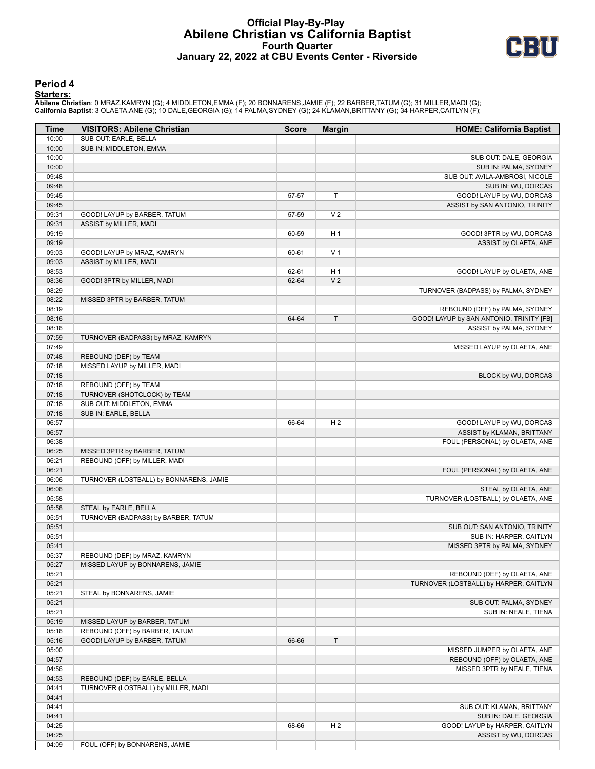# Official Play-By-Play
## Abilene Christian vs California Baptist
### Fourth Quarter
### January 22, 2022 at CBU Events Center - Riverside

## Period 4

**Starters:**

**Abilene Christian**: 0 MRAZ,KAMRYN (G); 4 MIDDLETON,EMMA (F); 20 BONNARENS,JAMIE (F); 22 BARBER,TATUM (G); 31 MILLER,MADI (G);
**California Baptist**: 3 OLAETA,ANE (G); 10 DALE,GEORGIA (G); 14 PALMA,SYDNEY (G); 24 KLAMAN,BRITTANY (G); 34 HARPER,CAITLYN (F);

| Time | VISITORS: Abilene Christian | Score | Margin | HOME: California Baptist |
|---|---|---|---|---|
| 10:00 | SUB OUT: EARLE, BELLA | | | |
| 10:00 | SUB IN: MIDDLETON, EMMA | | | |
| 10:00 | | | | SUB OUT: DALE, GEORGIA |
| 10:00 | | | | SUB IN: PALMA, SYDNEY |
| 09:48 | | | | SUB OUT: AVILA-AMBROSI, NICOLE |
| 09:48 | | | | SUB IN: WU, DORCAS |
| 09:45 | | 57-57 | T | GOOD! LAYUP by WU, DORCAS |
| 09:45 | | | | ASSIST by SAN ANTONIO, TRINITY |
| 09:31 | GOOD! LAYUP by BARBER, TATUM | 57-59 | V 2 | |
| 09:31 | ASSIST by MILLER, MADI | | | |
| 09:19 | | 60-59 | H 1 | GOOD! 3PTR by WU, DORCAS |
| 09:19 | | | | ASSIST by OLAETA, ANE |
| 09:03 | GOOD! LAYUP by MRAZ, KAMRYN | 60-61 | V 1 | |
| 09:03 | ASSIST by MILLER, MADI | | | |
| 08:53 | | 62-61 | H 1 | GOOD! LAYUP by OLAETA, ANE |
| 08:36 | GOOD! 3PTR by MILLER, MADI | 62-64 | V 2 | |
| 08:29 | | | | TURNOVER (BADPASS) by PALMA, SYDNEY |
| 08:22 | MISSED 3PTR by BARBER, TATUM | | | |
| 08:19 | | | | REBOUND (DEF) by PALMA, SYDNEY |
| 08:16 | | 64-64 | T | GOOD! LAYUP by SAN ANTONIO, TRINITY [FB] |
| 08:16 | | | | ASSIST by PALMA, SYDNEY |
| 07:59 | TURNOVER (BADPASS) by MRAZ, KAMRYN | | | |
| 07:49 | | | | MISSED LAYUP by OLAETA, ANE |
| 07:48 | REBOUND (DEF) by TEAM | | | |
| 07:18 | MISSED LAYUP by MILLER, MADI | | | |
| 07:18 | | | | BLOCK by WU, DORCAS |
| 07:18 | REBOUND (OFF) by TEAM | | | |
| 07:18 | TURNOVER (SHOTCLOCK) by TEAM | | | |
| 07:18 | SUB OUT: MIDDLETON, EMMA | | | |
| 07:18 | SUB IN: EARLE, BELLA | | | |
| 06:57 | | 66-64 | H 2 | GOOD! LAYUP by WU, DORCAS |
| 06:57 | | | | ASSIST by KLAMAN, BRITTANY |
| 06:38 | | | | FOUL (PERSONAL) by OLAETA, ANE |
| 06:25 | MISSED 3PTR by BARBER, TATUM | | | |
| 06:21 | REBOUND (OFF) by MILLER, MADI | | | |
| 06:21 | | | | FOUL (PERSONAL) by OLAETA, ANE |
| 06:06 | TURNOVER (LOSTBALL) by BONNARENS, JAMIE | | | |
| 06:06 | | | | STEAL by OLAETA, ANE |
| 05:58 | | | | TURNOVER (LOSTBALL) by OLAETA, ANE |
| 05:58 | STEAL by EARLE, BELLA | | | |
| 05:51 | TURNOVER (BADPASS) by BARBER, TATUM | | | |
| 05:51 | | | | SUB OUT: SAN ANTONIO, TRINITY |
| 05:51 | | | | SUB IN: HARPER, CAITLYN |
| 05:41 | | | | MISSED 3PTR by PALMA, SYDNEY |
| 05:37 | REBOUND (DEF) by MRAZ, KAMRYN | | | |
| 05:27 | MISSED LAYUP by BONNARENS, JAMIE | | | |
| 05:21 | | | | REBOUND (DEF) by OLAETA, ANE |
| 05:21 | | | | TURNOVER (LOSTBALL) by HARPER, CAITLYN |
| 05:21 | STEAL by BONNARENS, JAMIE | | | |
| 05:21 | | | | SUB OUT: PALMA, SYDNEY |
| 05:21 | | | | SUB IN: NEALE, TIENA |
| 05:19 | MISSED LAYUP by BARBER, TATUM | | | |
| 05:16 | REBOUND (OFF) by BARBER, TATUM | | | |
| 05:16 | GOOD! LAYUP by BARBER, TATUM | 66-66 | T | |
| 05:00 | | | | MISSED JUMPER by OLAETA, ANE |
| 04:57 | | | | REBOUND (OFF) by OLAETA, ANE |
| 04:56 | | | | MISSED 3PTR by NEALE, TIENA |
| 04:53 | REBOUND (DEF) by EARLE, BELLA | | | |
| 04:41 | TURNOVER (LOSTBALL) by MILLER, MADI | | | |
| 04:41 | | | | |
| 04:41 | | | | SUB OUT: KLAMAN, BRITTANY |
| 04:41 | | | | SUB IN: DALE, GEORGIA |
| 04:25 | | 68-66 | H 2 | GOOD! LAYUP by HARPER, CAITLYN |
| 04:25 | | | | ASSIST by WU, DORCAS |
| 04:09 | FOUL (OFF) by BONNARENS, JAMIE | | | |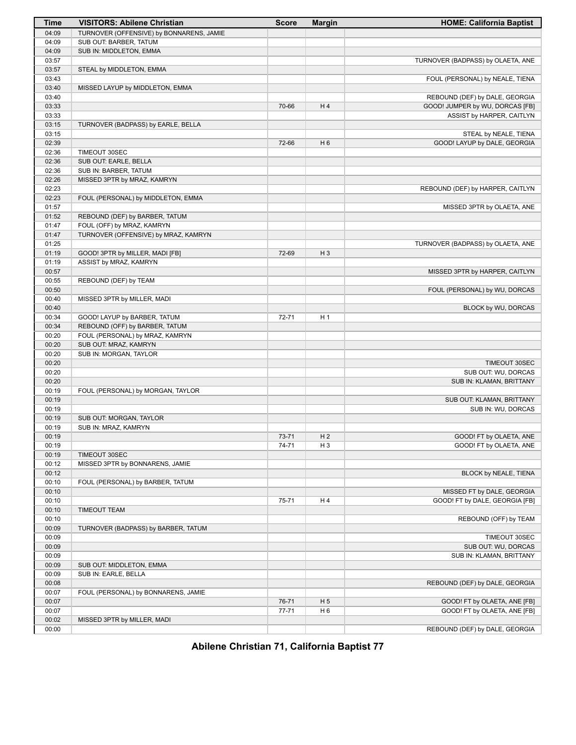| Time | VISITORS: Abilene Christian | Score | Margin | HOME: California Baptist |
|---|---|---|---|---|
| 04:09 | TURNOVER (OFFENSIVE) by BONNARENS, JAMIE | | | |
| 04:09 | SUB OUT: BARBER, TATUM | | | |
| 04:09 | SUB IN: MIDDLETON, EMMA | | | |
| 03:57 | | | | TURNOVER (BADPASS) by OLAETA, ANE |
| 03:57 | STEAL by MIDDLETON, EMMA | | | |
| 03:43 | | | | FOUL (PERSONAL) by NEALE, TIENA |
| 03:40 | MISSED LAYUP by MIDDLETON, EMMA | | | |
| 03:40 | | | | REBOUND (DEF) by DALE, GEORGIA |
| 03:33 | | 70-66 | H 4 | GOOD! JUMPER by WU, DORCAS [FB] |
| 03:33 | | | | ASSIST by HARPER, CAITLYN |
| 03:15 | TURNOVER (BADPASS) by EARLE, BELLA | | | |
| 03:15 | | | | STEAL by NEALE, TIENA |
| 02:39 | | 72-66 | H 6 | GOOD! LAYUP by DALE, GEORGIA |
| 02:36 | TIMEOUT 30SEC | | | |
| 02:36 | SUB OUT: EARLE, BELLA | | | |
| 02:36 | SUB IN: BARBER, TATUM | | | |
| 02:26 | MISSED 3PTR by MRAZ, KAMRYN | | | |
| 02:23 | | | | REBOUND (DEF) by HARPER, CAITLYN |
| 02:23 | FOUL (PERSONAL) by MIDDLETON, EMMA | | | |
| 01:57 | | | | MISSED 3PTR by OLAETA, ANE |
| 01:52 | REBOUND (DEF) by BARBER, TATUM | | | |
| 01:47 | FOUL (OFF) by MRAZ, KAMRYN | | | |
| 01:47 | TURNOVER (OFFENSIVE) by MRAZ, KAMRYN | | | |
| 01:25 | | | | TURNOVER (BADPASS) by OLAETA, ANE |
| 01:19 | GOOD! 3PTR by MILLER, MADI [FB] | 72-69 | H 3 | |
| 01:19 | ASSIST by MRAZ, KAMRYN | | | |
| 00:57 | | | | MISSED 3PTR by HARPER, CAITLYN |
| 00:55 | REBOUND (DEF) by TEAM | | | |
| 00:50 | | | | FOUL (PERSONAL) by WU, DORCAS |
| 00:40 | MISSED 3PTR by MILLER, MADI | | | |
| 00:40 | | | | BLOCK by WU, DORCAS |
| 00:34 | GOOD! LAYUP by BARBER, TATUM | 72-71 | H 1 | |
| 00:34 | REBOUND (OFF) by BARBER, TATUM | | | |
| 00:20 | FOUL (PERSONAL) by MRAZ, KAMRYN | | | |
| 00:20 | SUB OUT: MRAZ, KAMRYN | | | |
| 00:20 | SUB IN: MORGAN, TAYLOR | | | |
| 00:20 | | | | TIMEOUT 30SEC |
| 00:20 | | | | SUB OUT: WU, DORCAS |
| 00:20 | | | | SUB IN: KLAMAN, BRITTANY |
| 00:19 | FOUL (PERSONAL) by MORGAN, TAYLOR | | | |
| 00:19 | | | | SUB OUT: KLAMAN, BRITTANY |
| 00:19 | | | | SUB IN: WU, DORCAS |
| 00:19 | SUB OUT: MORGAN, TAYLOR | | | |
| 00:19 | SUB IN: MRAZ, KAMRYN | | | |
| 00:19 | | 73-71 | H 2 | GOOD! FT by OLAETA, ANE |
| 00:19 | | 74-71 | H 3 | GOOD! FT by OLAETA, ANE |
| 00:19 | TIMEOUT 30SEC | | | |
| 00:12 | MISSED 3PTR by BONNARENS, JAMIE | | | |
| 00:12 | | | | BLOCK by NEALE, TIENA |
| 00:10 | FOUL (PERSONAL) by BARBER, TATUM | | | |
| 00:10 | | | | MISSED FT by DALE, GEORGIA |
| 00:10 | | 75-71 | H 4 | GOOD! FT by DALE, GEORGIA [FB] |
| 00:10 | TIMEOUT TEAM | | | |
| 00:10 | | | | REBOUND (OFF) by TEAM |
| 00:09 | TURNOVER (BADPASS) by BARBER, TATUM | | | |
| 00:09 | | | | TIMEOUT 30SEC |
| 00:09 | | | | SUB OUT: WU, DORCAS |
| 00:09 | | | | SUB IN: KLAMAN, BRITTANY |
| 00:09 | SUB OUT: MIDDLETON, EMMA | | | |
| 00:09 | SUB IN: EARLE, BELLA | | | |
| 00:08 | | | | REBOUND (DEF) by DALE, GEORGIA |
| 00:07 | FOUL (PERSONAL) by BONNARENS, JAMIE | | | |
| 00:07 | | 76-71 | H 5 | GOOD! FT by OLAETA, ANE [FB] |
| 00:07 | | 77-71 | H 6 | GOOD! FT by OLAETA, ANE [FB] |
| 00:02 | MISSED 3PTR by MILLER, MADI | | | |
| 00:00 | | | | REBOUND (DEF) by DALE, GEORGIA |

## Abilene Christian 71, California Baptist 77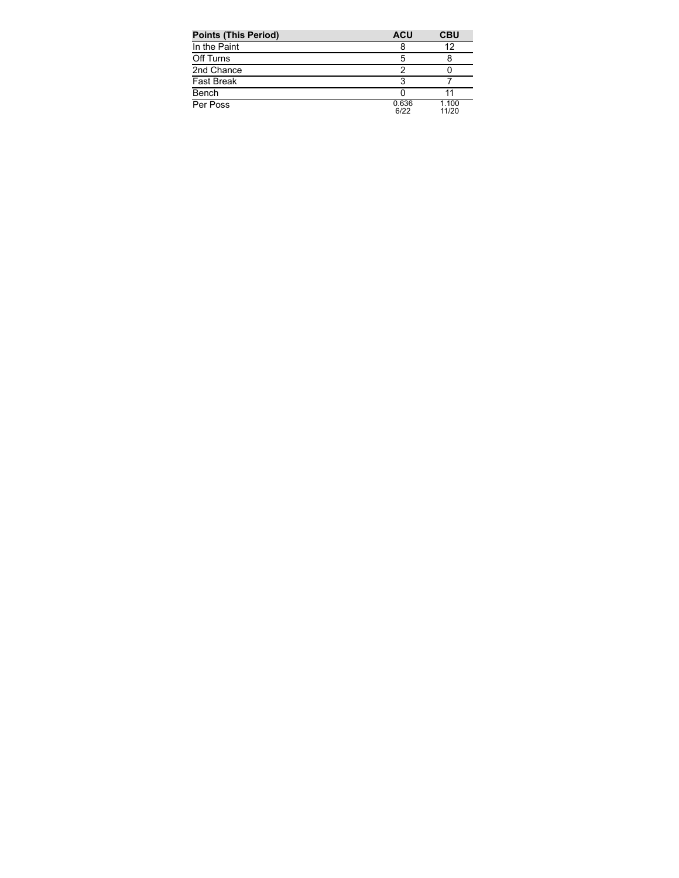| Points (This Period) | ACU | CBU |
| --- | --- | --- |
| In the Paint | 8 | 12 |
| Off Turns | 5 | 8 |
| 2nd Chance | 2 | 0 |
| Fast Break | 3 | 7 |
| Bench | 0 | 11 |
| Per Poss | 0.636<br>6/22 | 1.100<br>11/20 |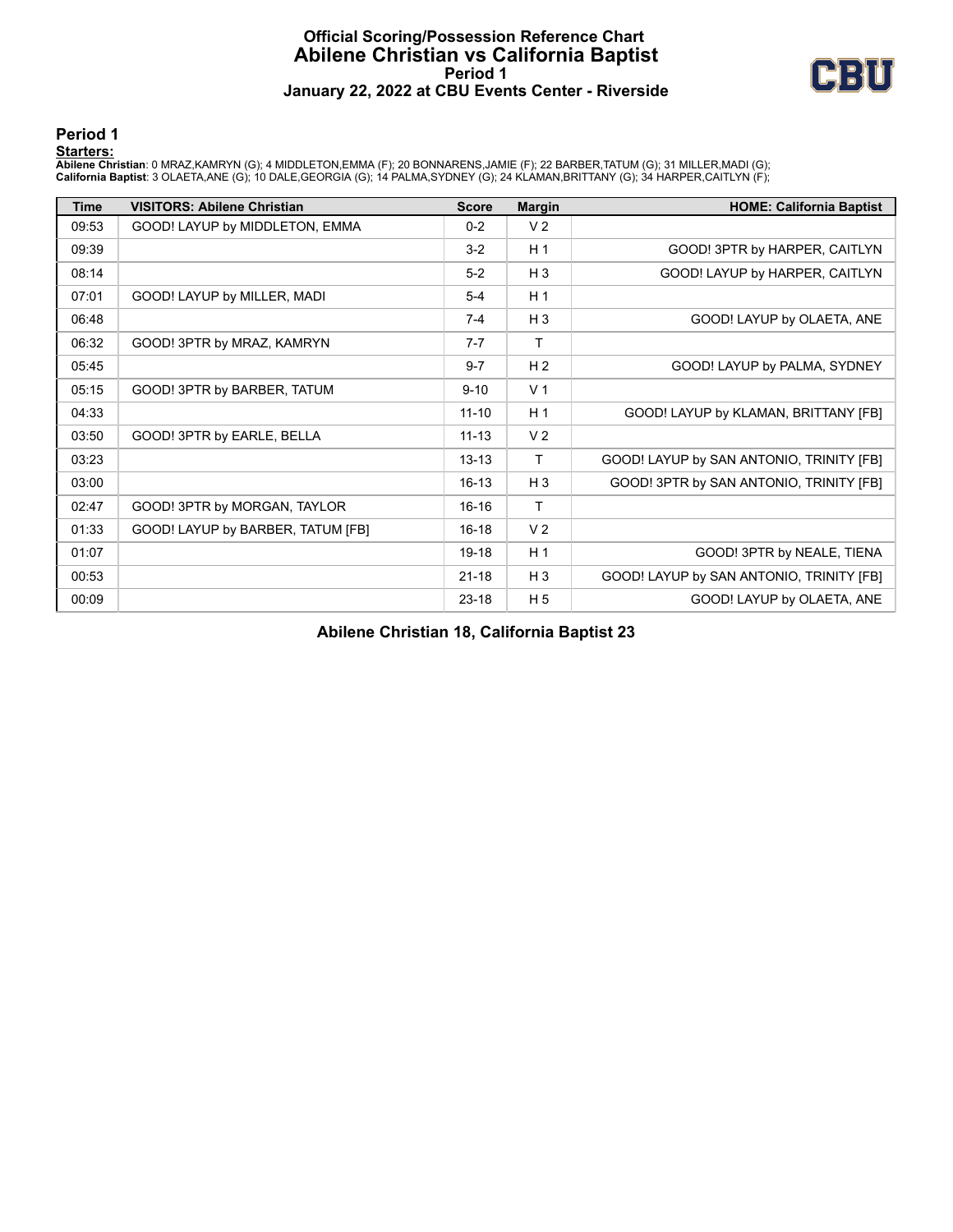# Official Scoring/Possession Reference Chart
## Abilene Christian vs California Baptist
### Period 1
### January 22, 2022 at CBU Events Center - Riverside

## Period 1

**Starters:**

**Abilene Christian**: 0 MRAZ,KAMRYN (G); 4 MIDDLETON,EMMA (F); 20 BONNARENS,JAMIE (F); 22 BARBER,TATUM (G); 31 MILLER,MADI (G);
**California Baptist**: 3 OLAETA,ANE (G); 10 DALE,GEORGIA (G); 14 PALMA,SYDNEY (G); 24 KLAMAN,BRITTANY (G); 34 HARPER,CAITLYN (F);

| Time | VISITORS: Abilene Christian | Score | Margin | HOME: California Baptist |
|---|---|---|---|---|
| 09:53 | GOOD! LAYUP by MIDDLETON, EMMA | 0-2 | V 2 | |
| 09:39 | | 3-2 | H 1 | GOOD! 3PTR by HARPER, CAITLYN |
| 08:14 | | 5-2 | H 3 | GOOD! LAYUP by HARPER, CAITLYN |
| 07:01 | GOOD! LAYUP by MILLER, MADI | 5-4 | H 1 | |
| 06:48 | | 7-4 | H 3 | GOOD! LAYUP by OLAETA, ANE |
| 06:32 | GOOD! 3PTR by MRAZ, KAMRYN | 7-7 | T | |
| 05:45 | | 9-7 | H 2 | GOOD! LAYUP by PALMA, SYDNEY |
| 05:15 | GOOD! 3PTR by BARBER, TATUM | 9-10 | V 1 | |
| 04:33 | | 11-10 | H 1 | GOOD! LAYUP by KLAMAN, BRITTANY [FB] |
| 03:50 | GOOD! 3PTR by EARLE, BELLA | 11-13 | V 2 | |
| 03:23 | | 13-13 | T | GOOD! LAYUP by SAN ANTONIO, TRINITY [FB] |
| 03:00 | | 16-13 | H 3 | GOOD! 3PTR by SAN ANTONIO, TRINITY [FB] |
| 02:47 | GOOD! 3PTR by MORGAN, TAYLOR | 16-16 | T | |
| 01:33 | GOOD! LAYUP by BARBER, TATUM [FB] | 16-18 | V 2 | |
| 01:07 | | 19-18 | H 1 | GOOD! 3PTR by NEALE, TIENA |
| 00:53 | | 21-18 | H 3 | GOOD! LAYUP by SAN ANTONIO, TRINITY [FB] |
| 00:09 | | 23-18 | H 5 | GOOD! LAYUP by OLAETA, ANE |

**Abilene Christian 18, California Baptist 23**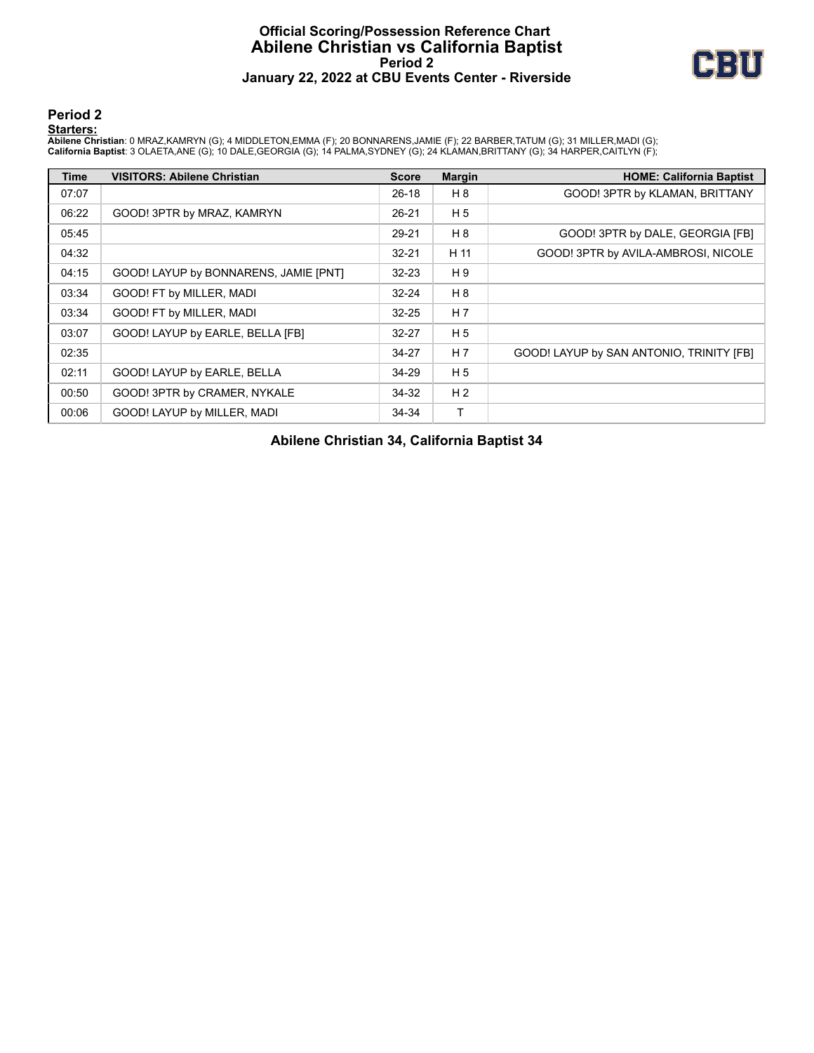# Official Scoring/Possession Reference Chart
## Abilene Christian vs California Baptist
### Period 2
### January 22, 2022 at CBU Events Center - Riverside

## Period 2

**Starters:**

**Abilene Christian**: 0 MRAZ,KAMRYN (G); 4 MIDDLETON,EMMA (F); 20 BONNARENS,JAMIE (F); 22 BARBER,TATUM (G); 31 MILLER,MADI (G);
**California Baptist**: 3 OLAETA,ANE (G); 10 DALE,GEORGIA (G); 14 PALMA,SYDNEY (G); 24 KLAMAN,BRITTANY (G); 34 HARPER,CAITLYN (F);

| Time | VISITORS: Abilene Christian | Score | Margin | HOME: California Baptist |
|---|---|---|---|---|
| 07:07 | | 26-18 | H 8 | GOOD! 3PTR by KLAMAN, BRITTANY |
| 06:22 | GOOD! 3PTR by MRAZ, KAMRYN | 26-21 | H 5 | |
| 05:45 | | 29-21 | H 8 | GOOD! 3PTR by DALE, GEORGIA [FB] |
| 04:32 | | 32-21 | H 11 | GOOD! 3PTR by AVILA-AMBROSI, NICOLE |
| 04:15 | GOOD! LAYUP by BONNARENS, JAMIE [PNT] | 32-23 | H 9 | |
| 03:34 | GOOD! FT by MILLER, MADI | 32-24 | H 8 | |
| 03:34 | GOOD! FT by MILLER, MADI | 32-25 | H 7 | |
| 03:07 | GOOD! LAYUP by EARLE, BELLA [FB] | 32-27 | H 5 | |
| 02:35 | | 34-27 | H 7 | GOOD! LAYUP by SAN ANTONIO, TRINITY [FB] |
| 02:11 | GOOD! LAYUP by EARLE, BELLA | 34-29 | H 5 | |
| 00:50 | GOOD! 3PTR by CRAMER, NYKALE | 34-32 | H 2 | |
| 00:06 | GOOD! LAYUP by MILLER, MADI | 34-34 | T | |

**Abilene Christian 34, California Baptist 34**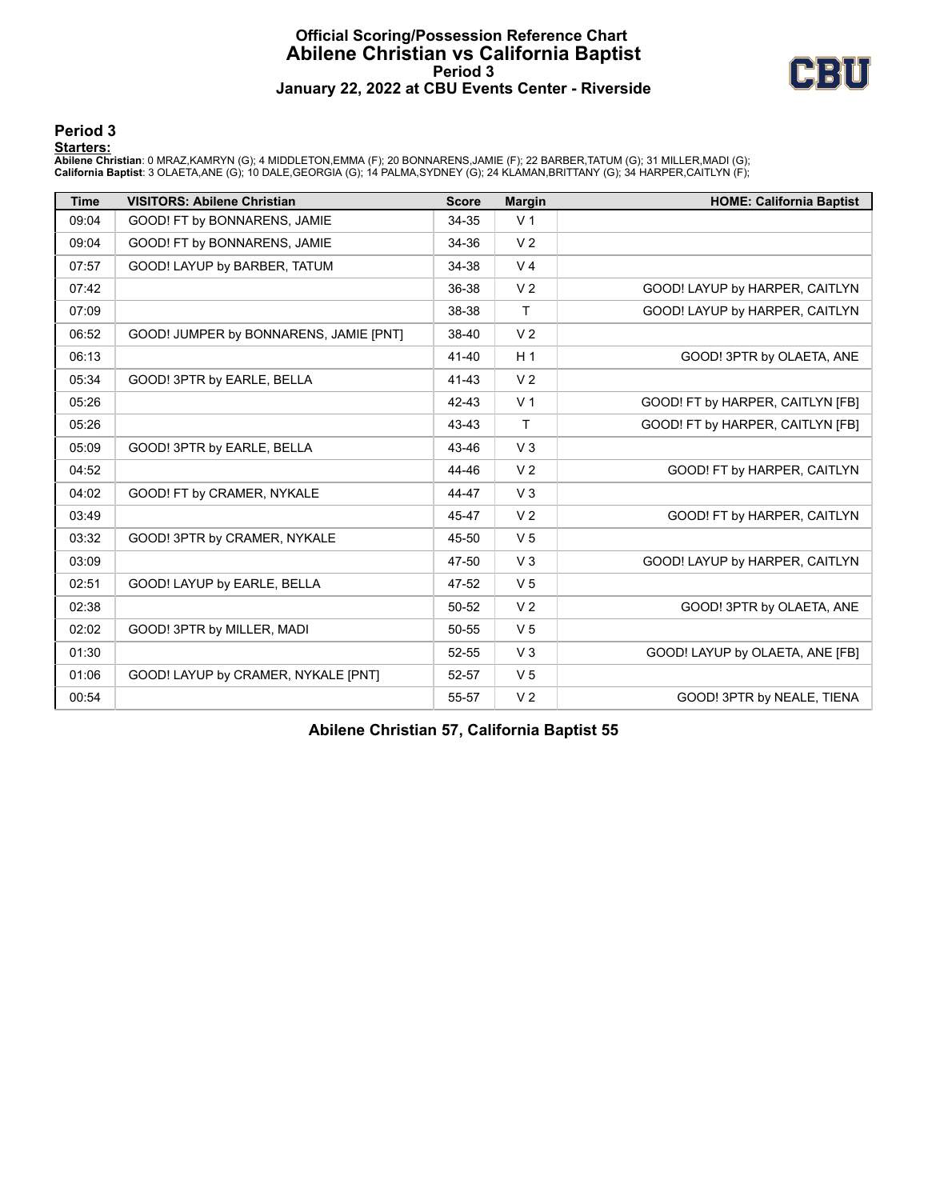# Official Scoring/Possession Reference Chart
## Abilene Christian vs California Baptist
### Period 3
### January 22, 2022 at CBU Events Center - Riverside

## Period 3

**Starters:**

**Abilene Christian**: 0 MRAZ,KAMRYN (G); 4 MIDDLETON,EMMA (F); 20 BONNARENS,JAMIE (F); 22 BARBER,TATUM (G); 31 MILLER,MADI (G);
**California Baptist**: 3 OLAETA,ANE (G); 10 DALE,GEORGIA (G); 14 PALMA,SYDNEY (G); 24 KLAMAN,BRITTANY (G); 34 HARPER,CAITLYN (F);

| Time | VISITORS: Abilene Christian | Score | Margin | HOME: California Baptist |
|---|---|---|---|---|
| 09:04 | GOOD! FT by BONNARENS, JAMIE | 34-35 | V 1 | |
| 09:04 | GOOD! FT by BONNARENS, JAMIE | 34-36 | V 2 | |
| 07:57 | GOOD! LAYUP by BARBER, TATUM | 34-38 | V 4 | |
| 07:42 | | 36-38 | V 2 | GOOD! LAYUP by HARPER, CAITLYN |
| 07:09 | | 38-38 | T | GOOD! LAYUP by HARPER, CAITLYN |
| 06:52 | GOOD! JUMPER by BONNARENS, JAMIE [PNT] | 38-40 | V 2 | |
| 06:13 | | 41-40 | H 1 | GOOD! 3PTR by OLAETA, ANE |
| 05:34 | GOOD! 3PTR by EARLE, BELLA | 41-43 | V 2 | |
| 05:26 | | 42-43 | V 1 | GOOD! FT by HARPER, CAITLYN [FB] |
| 05:26 | | 43-43 | T | GOOD! FT by HARPER, CAITLYN [FB] |
| 05:09 | GOOD! 3PTR by EARLE, BELLA | 43-46 | V 3 | |
| 04:52 | | 44-46 | V 2 | GOOD! FT by HARPER, CAITLYN |
| 04:02 | GOOD! FT by CRAMER, NYKALE | 44-47 | V 3 | |
| 03:49 | | 45-47 | V 2 | GOOD! FT by HARPER, CAITLYN |
| 03:32 | GOOD! 3PTR by CRAMER, NYKALE | 45-50 | V 5 | |
| 03:09 | | 47-50 | V 3 | GOOD! LAYUP by HARPER, CAITLYN |
| 02:51 | GOOD! LAYUP by EARLE, BELLA | 47-52 | V 5 | |
| 02:38 | | 50-52 | V 2 | GOOD! 3PTR by OLAETA, ANE |
| 02:02 | GOOD! 3PTR by MILLER, MADI | 50-55 | V 5 | |
| 01:30 | | 52-55 | V 3 | GOOD! LAYUP by OLAETA, ANE [FB] |
| 01:06 | GOOD! LAYUP by CRAMER, NYKALE [PNT] | 52-57 | V 5 | |
| 00:54 | | 55-57 | V 2 | GOOD! 3PTR by NEALE, TIENA |

**Abilene Christian 57, California Baptist 55**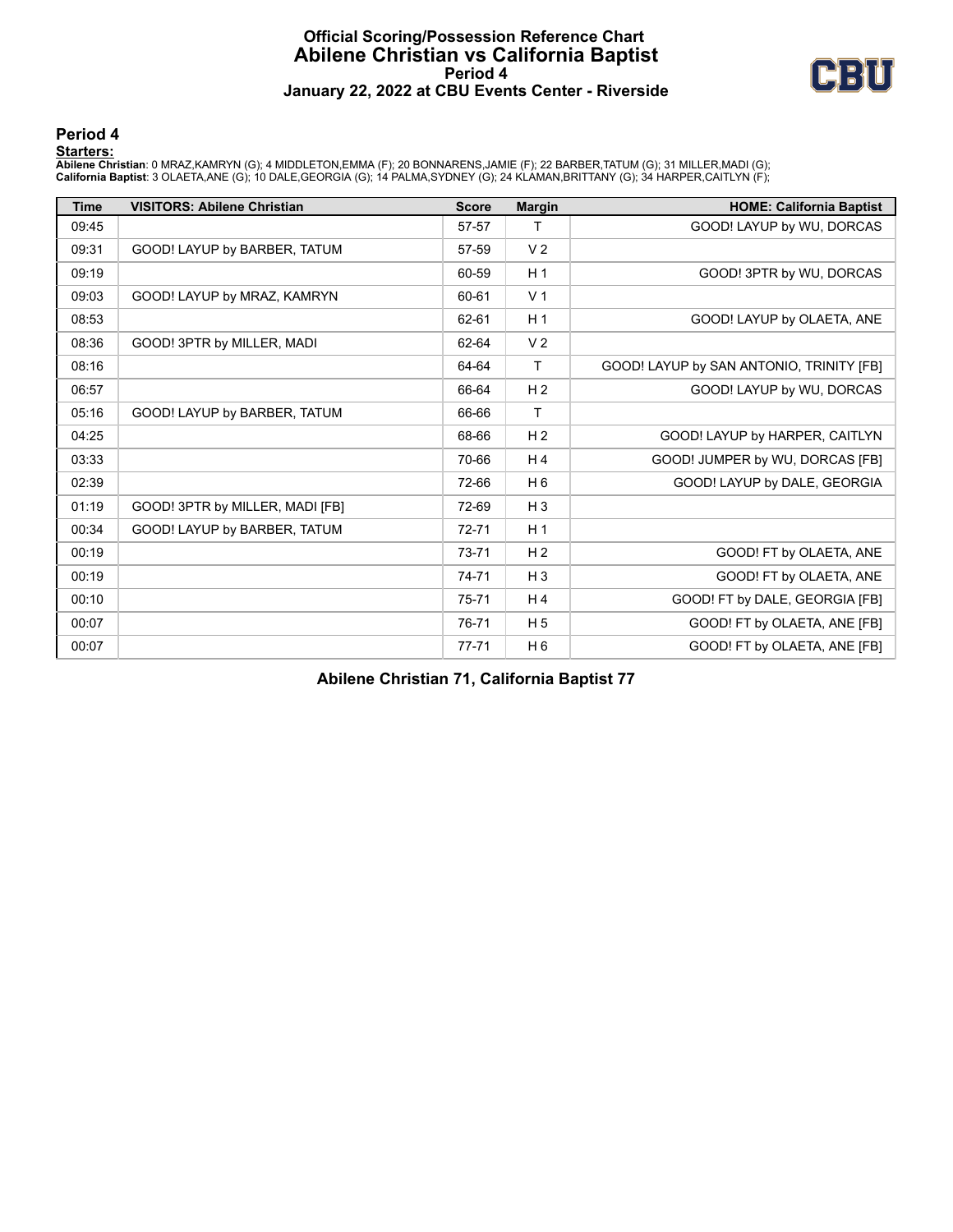# Official Scoring/Possession Reference Chart
# Abilene Christian vs California Baptist
## Period 4
## January 22, 2022 at CBU Events Center - Riverside

### Period 4

**Starters:**

**Abilene Christian**: 0 MRAZ,KAMRYN (G); 4 MIDDLETON,EMMA (F); 20 BONNARENS,JAMIE (F); 22 BARBER,TATUM (G); 31 MILLER,MADI (G);
**California Baptist**: 3 OLAETA,ANE (G); 10 DALE,GEORGIA (G); 14 PALMA,SYDNEY (G); 24 KLAMAN,BRITTANY (G); 34 HARPER,CAITLYN (F);

| Time | VISITORS: Abilene Christian | Score | Margin | HOME: California Baptist |
|---|---|---|---|---|
| 09:45 | | 57-57 | T | GOOD! LAYUP by WU, DORCAS |
| 09:31 | GOOD! LAYUP by BARBER, TATUM | 57-59 | V 2 | |
| 09:19 | | 60-59 | H 1 | GOOD! 3PTR by WU, DORCAS |
| 09:03 | GOOD! LAYUP by MRAZ, KAMRYN | 60-61 | V 1 | |
| 08:53 | | 62-61 | H 1 | GOOD! LAYUP by OLAETA, ANE |
| 08:36 | GOOD! 3PTR by MILLER, MADI | 62-64 | V 2 | |
| 08:16 | | 64-64 | T | GOOD! LAYUP by SAN ANTONIO, TRINITY [FB] |
| 06:57 | | 66-64 | H 2 | GOOD! LAYUP by WU, DORCAS |
| 05:16 | GOOD! LAYUP by BARBER, TATUM | 66-66 | T | |
| 04:25 | | 68-66 | H 2 | GOOD! LAYUP by HARPER, CAITLYN |
| 03:33 | | 70-66 | H 4 | GOOD! JUMPER by WU, DORCAS [FB] |
| 02:39 | | 72-66 | H 6 | GOOD! LAYUP by DALE, GEORGIA |
| 01:19 | GOOD! 3PTR by MILLER, MADI [FB] | 72-69 | H 3 | |
| 00:34 | GOOD! LAYUP by BARBER, TATUM | 72-71 | H 1 | |
| 00:19 | | 73-71 | H 2 | GOOD! FT by OLAETA, ANE |
| 00:19 | | 74-71 | H 3 | GOOD! FT by OLAETA, ANE |
| 00:10 | | 75-71 | H 4 | GOOD! FT by DALE, GEORGIA [FB] |
| 00:07 | | 76-71 | H 5 | GOOD! FT by OLAETA, ANE [FB] |
| 00:07 | | 77-71 | H 6 | GOOD! FT by OLAETA, ANE [FB] |

**Abilene Christian 71, California Baptist 77**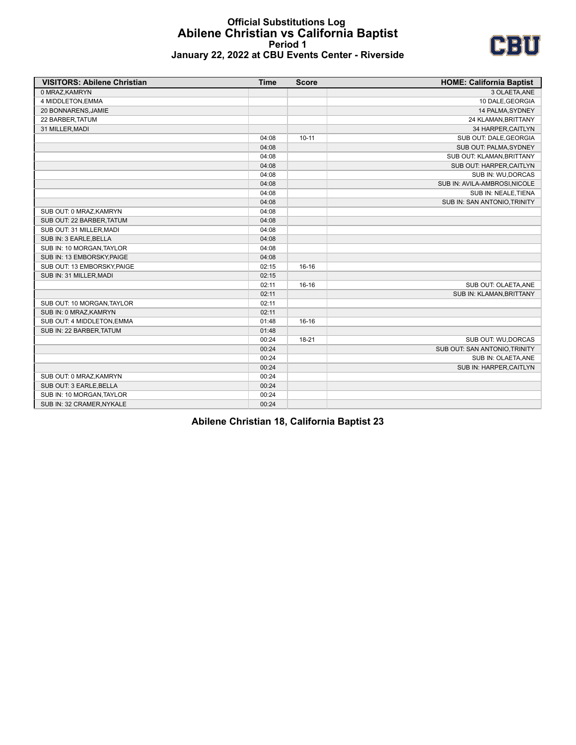# Official Substitutions Log
## Abilene Christian vs California Baptist
### Period 1
### January 22, 2022 at CBU Events Center - Riverside

| VISITORS: Abilene Christian | Time | Score | HOME: California Baptist |
|---|---|---|---|
| 0 MRAZ,KAMRYN | | | 3 OLAETA,ANE |
| 4 MIDDLETON,EMMA | | | 10 DALE,GEORGIA |
| 20 BONNARENS,JAMIE | | | 14 PALMA,SYDNEY |
| 22 BARBER,TATUM | | | 24 KLAMAN,BRITTANY |
| 31 MILLER,MADI | | | 34 HARPER,CAITLYN |
| | 04:08 | 10-11 | SUB OUT: DALE,GEORGIA |
| | 04:08 | | SUB OUT: PALMA,SYDNEY |
| | 04:08 | | SUB OUT: KLAMAN,BRITTANY |
| | 04:08 | | SUB OUT: HARPER,CAITLYN |
| | 04:08 | | SUB IN: WU,DORCAS |
| | 04:08 | | SUB IN: AVILA-AMBROSI,NICOLE |
| | 04:08 | | SUB IN: NEALE,TIENA |
| | 04:08 | | SUB IN: SAN ANTONIO,TRINITY |
| SUB OUT: 0 MRAZ,KAMRYN | 04:08 | | |
| SUB OUT: 22 BARBER,TATUM | 04:08 | | |
| SUB OUT: 31 MILLER,MADI | 04:08 | | |
| SUB IN: 3 EARLE,BELLA | 04:08 | | |
| SUB IN: 10 MORGAN,TAYLOR | 04:08 | | |
| SUB IN: 13 EMBORSKY,PAIGE | 04:08 | | |
| SUB OUT: 13 EMBORSKY,PAIGE | 02:15 | 16-16 | |
| SUB IN: 31 MILLER,MADI | 02:15 | | |
| | 02:11 | 16-16 | SUB OUT: OLAETA,ANE |
| | 02:11 | | SUB IN: KLAMAN,BRITTANY |
| SUB OUT: 10 MORGAN,TAYLOR | 02:11 | | |
| SUB IN: 0 MRAZ,KAMRYN | 02:11 | | |
| SUB OUT: 4 MIDDLETON,EMMA | 01:48 | 16-16 | |
| SUB IN: 22 BARBER,TATUM | 01:48 | | |
| | 00:24 | 18-21 | SUB OUT: WU,DORCAS |
| | 00:24 | | SUB OUT: SAN ANTONIO,TRINITY |
| | 00:24 | | SUB IN: OLAETA,ANE |
| | 00:24 | | SUB IN: HARPER,CAITLYN |
| SUB OUT: 0 MRAZ,KAMRYN | 00:24 | | |
| SUB OUT: 3 EARLE,BELLA | 00:24 | | |
| SUB IN: 10 MORGAN,TAYLOR | 00:24 | | |
| SUB IN: 32 CRAMER,NYKALE | 00:24 | | |

**Abilene Christian 18, California Baptist 23**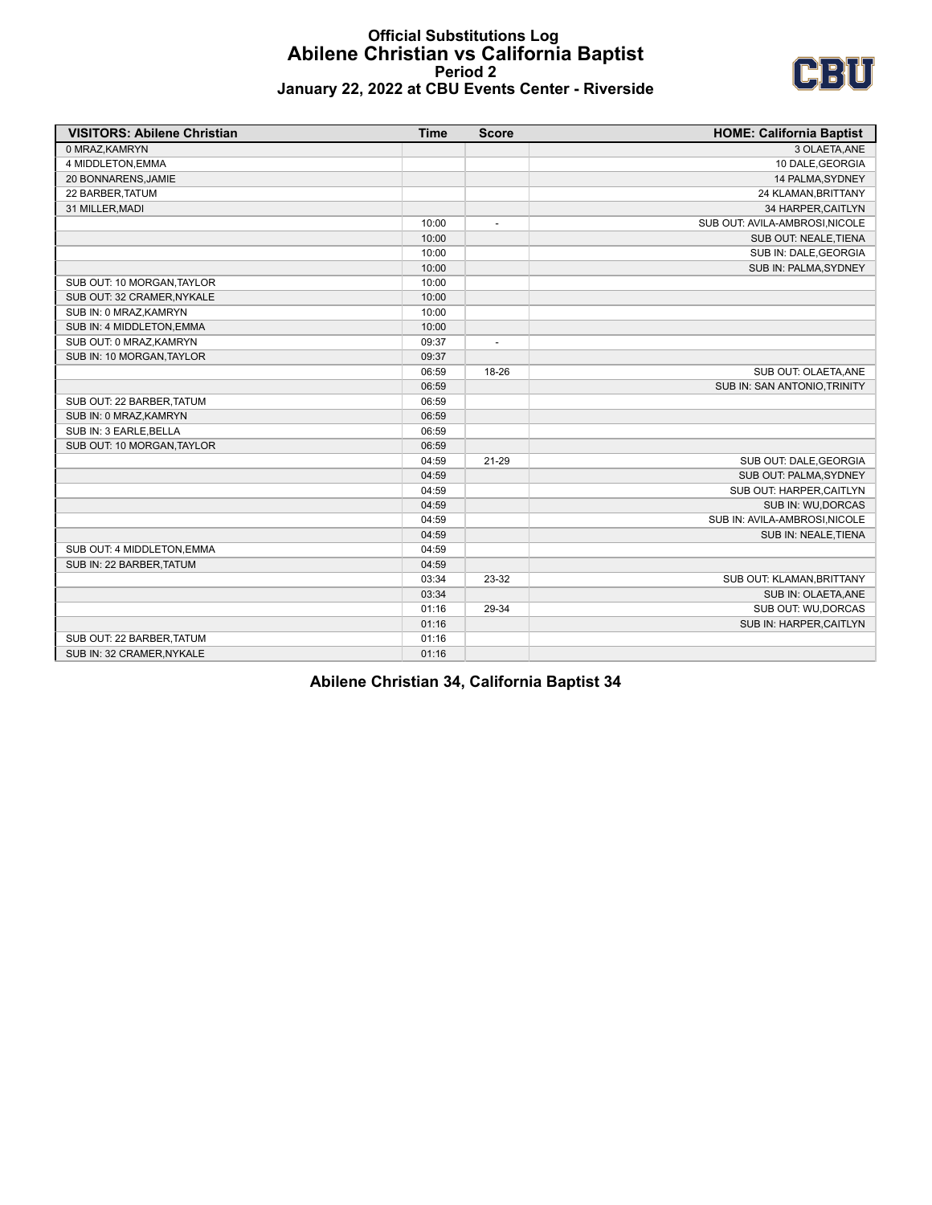# Official Substitutions Log
## Abilene Christian vs California Baptist
### Period 2
### January 22, 2022 at CBU Events Center - Riverside

| VISITORS: Abilene Christian | Time | Score | HOME: California Baptist |
|---|---|---|---|
| 0 MRAZ,KAMRYN | | | 3 OLAETA,ANE |
| 4 MIDDLETON,EMMA | | | 10 DALE,GEORGIA |
| 20 BONNARENS,JAMIE | | | 14 PALMA,SYDNEY |
| 22 BARBER,TATUM | | | 24 KLAMAN,BRITTANY |
| 31 MILLER,MADI | | | 34 HARPER,CAITLYN |
| | 10:00 | - | SUB OUT: AVILA-AMBROSI,NICOLE |
| | 10:00 | | SUB OUT: NEALE,TIENA |
| | 10:00 | | SUB IN: DALE,GEORGIA |
| | 10:00 | | SUB IN: PALMA,SYDNEY |
| SUB OUT: 10 MORGAN,TAYLOR | 10:00 | | |
| SUB OUT: 32 CRAMER,NYKALE | 10:00 | | |
| SUB IN: 0 MRAZ,KAMRYN | 10:00 | | |
| SUB IN: 4 MIDDLETON,EMMA | 10:00 | | |
| SUB OUT: 0 MRAZ,KAMRYN | 09:37 | - | |
| SUB IN: 10 MORGAN,TAYLOR | 09:37 | | |
| | 06:59 | 18-26 | SUB OUT: OLAETA,ANE |
| | 06:59 | | SUB IN: SAN ANTONIO,TRINITY |
| SUB OUT: 22 BARBER,TATUM | 06:59 | | |
| SUB IN: 0 MRAZ,KAMRYN | 06:59 | | |
| SUB IN: 3 EARLE,BELLA | 06:59 | | |
| SUB OUT: 10 MORGAN,TAYLOR | 06:59 | | |
| | 04:59 | 21-29 | SUB OUT: DALE,GEORGIA |
| | 04:59 | | SUB OUT: PALMA,SYDNEY |
| | 04:59 | | SUB OUT: HARPER,CAITLYN |
| | 04:59 | | SUB IN: WU,DORCAS |
| | 04:59 | | SUB IN: AVILA-AMBROSI,NICOLE |
| | 04:59 | | SUB IN: NEALE,TIENA |
| SUB OUT: 4 MIDDLETON,EMMA | 04:59 | | |
| SUB IN: 22 BARBER,TATUM | 04:59 | | |
| | 03:34 | 23-32 | SUB OUT: KLAMAN,BRITTANY |
| | 03:34 | | SUB IN: OLAETA,ANE |
| | 01:16 | 29-34 | SUB OUT: WU,DORCAS |
| | 01:16 | | SUB IN: HARPER,CAITLYN |
| SUB OUT: 22 BARBER,TATUM | 01:16 | | |
| SUB IN: 32 CRAMER,NYKALE | 01:16 | | |

**Abilene Christian 34, California Baptist 34**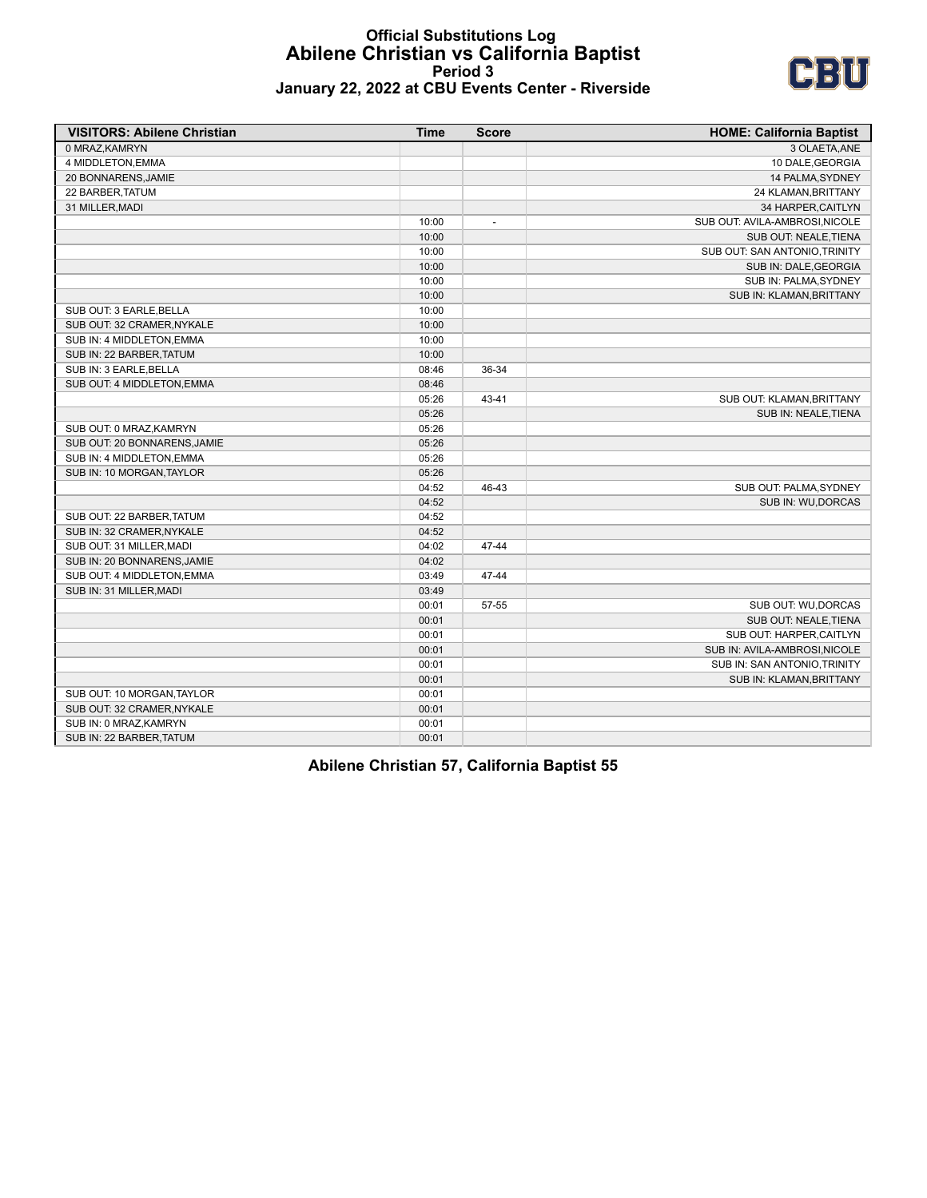# Official Substitutions Log
## Abilene Christian vs California Baptist
### Period 3
### January 22, 2022 at CBU Events Center - Riverside

| VISITORS: Abilene Christian | Time | Score | HOME: California Baptist |
|---|---|---|---|
| 0 MRAZ,KAMRYN | | | 3 OLAETA,ANE |
| 4 MIDDLETON,EMMA | | | 10 DALE,GEORGIA |
| 20 BONNARENS,JAMIE | | | 14 PALMA,SYDNEY |
| 22 BARBER,TATUM | | | 24 KLAMAN,BRITTANY |
| 31 MILLER,MADI | | | 34 HARPER,CAITLYN |
| | 10:00 | - | SUB OUT: AVILA-AMBROSI,NICOLE |
| | 10:00 | | SUB OUT: NEALE,TIENA |
| | 10:00 | | SUB OUT: SAN ANTONIO,TRINITY |
| | 10:00 | | SUB IN: DALE,GEORGIA |
| | 10:00 | | SUB IN: PALMA,SYDNEY |
| | 10:00 | | SUB IN: KLAMAN,BRITTANY |
| SUB OUT: 3 EARLE,BELLA | 10:00 | | |
| SUB OUT: 32 CRAMER,NYKALE | 10:00 | | |
| SUB IN: 4 MIDDLETON,EMMA | 10:00 | | |
| SUB IN: 22 BARBER,TATUM | 10:00 | | |
| SUB IN: 3 EARLE,BELLA | 08:46 | 36-34 | |
| SUB OUT: 4 MIDDLETON,EMMA | 08:46 | | |
| | 05:26 | 43-41 | SUB OUT: KLAMAN,BRITTANY |
| | 05:26 | | SUB IN: NEALE,TIENA |
| SUB OUT: 0 MRAZ,KAMRYN | 05:26 | | |
| SUB OUT: 20 BONNARENS,JAMIE | 05:26 | | |
| SUB IN: 4 MIDDLETON,EMMA | 05:26 | | |
| SUB IN: 10 MORGAN,TAYLOR | 05:26 | | |
| | 04:52 | 46-43 | SUB OUT: PALMA,SYDNEY |
| | 04:52 | | SUB IN: WU,DORCAS |
| SUB OUT: 22 BARBER,TATUM | 04:52 | | |
| SUB IN: 32 CRAMER,NYKALE | 04:52 | | |
| SUB OUT: 31 MILLER,MADI | 04:02 | 47-44 | |
| SUB IN: 20 BONNARENS,JAMIE | 04:02 | | |
| SUB OUT: 4 MIDDLETON,EMMA | 03:49 | 47-44 | |
| SUB IN: 31 MILLER,MADI | 03:49 | | |
| | 00:01 | 57-55 | SUB OUT: WU,DORCAS |
| | 00:01 | | SUB OUT: NEALE,TIENA |
| | 00:01 | | SUB OUT: HARPER,CAITLYN |
| | 00:01 | | SUB IN: AVILA-AMBROSI,NICOLE |
| | 00:01 | | SUB IN: SAN ANTONIO,TRINITY |
| | 00:01 | | SUB IN: KLAMAN,BRITTANY |
| SUB OUT: 10 MORGAN,TAYLOR | 00:01 | | |
| SUB OUT: 32 CRAMER,NYKALE | 00:01 | | |
| SUB IN: 0 MRAZ,KAMRYN | 00:01 | | |
| SUB IN: 22 BARBER,TATUM | 00:01 | | |

**Abilene Christian 57, California Baptist 55**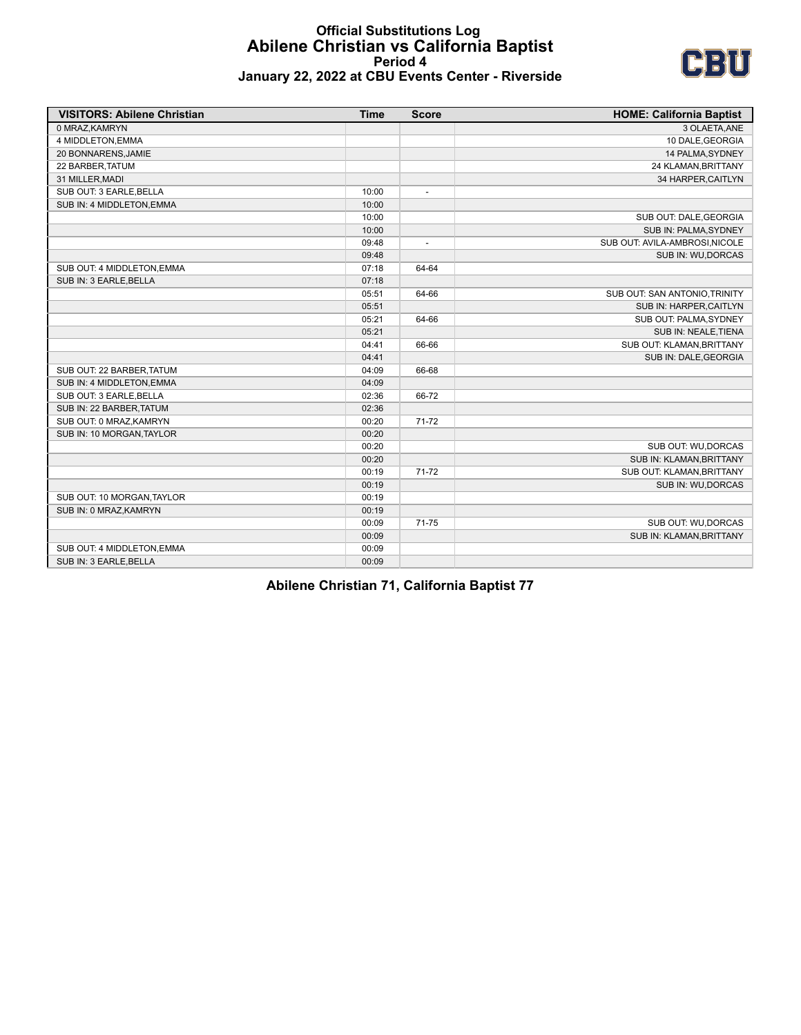# Official Substitutions Log
## Abilene Christian vs California Baptist
### Period 4
### January 22, 2022 at CBU Events Center - Riverside

| VISITORS: Abilene Christian | Time | Score | HOME: California Baptist |
|---|---|---|---|
| 0 MRAZ,KAMRYN | | | 3 OLAETA,ANE |
| 4 MIDDLETON,EMMA | | | 10 DALE,GEORGIA |
| 20 BONNARENS,JAMIE | | | 14 PALMA,SYDNEY |
| 22 BARBER,TATUM | | | 24 KLAMAN,BRITTANY |
| 31 MILLER,MADI | | | 34 HARPER,CAITLYN |
| SUB OUT: 3 EARLE,BELLA | 10:00 | - | |
| SUB IN: 4 MIDDLETON,EMMA | 10:00 | | |
| | 10:00 | | SUB OUT: DALE,GEORGIA |
| | 10:00 | | SUB IN: PALMA,SYDNEY |
| | 09:48 | - | SUB OUT: AVILA-AMBROSI,NICOLE |
| | 09:48 | | SUB IN: WU,DORCAS |
| SUB OUT: 4 MIDDLETON,EMMA | 07:18 | 64-64 | |
| SUB IN: 3 EARLE,BELLA | 07:18 | | |
| | 05:51 | 64-66 | SUB OUT: SAN ANTONIO,TRINITY |
| | 05:51 | | SUB IN: HARPER,CAITLYN |
| | 05:21 | 64-66 | SUB OUT: PALMA,SYDNEY |
| | 05:21 | | SUB IN: NEALE,TIENA |
| | 04:41 | 66-66 | SUB OUT: KLAMAN,BRITTANY |
| | 04:41 | | SUB IN: DALE,GEORGIA |
| SUB OUT: 22 BARBER,TATUM | 04:09 | 66-68 | |
| SUB IN: 4 MIDDLETON,EMMA | 04:09 | | |
| SUB OUT: 3 EARLE,BELLA | 02:36 | 66-72 | |
| SUB IN: 22 BARBER,TATUM | 02:36 | | |
| SUB OUT: 0 MRAZ,KAMRYN | 00:20 | 71-72 | |
| SUB IN: 10 MORGAN,TAYLOR | 00:20 | | |
| | 00:20 | | SUB OUT: WU,DORCAS |
| | 00:20 | | SUB IN: KLAMAN,BRITTANY |
| | 00:19 | 71-72 | SUB OUT: KLAMAN,BRITTANY |
| | 00:19 | | SUB IN: WU,DORCAS |
| SUB OUT: 10 MORGAN,TAYLOR | 00:19 | | |
| SUB IN: 0 MRAZ,KAMRYN | 00:19 | | |
| | 00:09 | 71-75 | SUB OUT: WU,DORCAS |
| | 00:09 | | SUB IN: KLAMAN,BRITTANY |
| SUB OUT: 4 MIDDLETON,EMMA | 00:09 | | |
| SUB IN: 3 EARLE,BELLA | 00:09 | | |

**Abilene Christian 71, California Baptist 77**